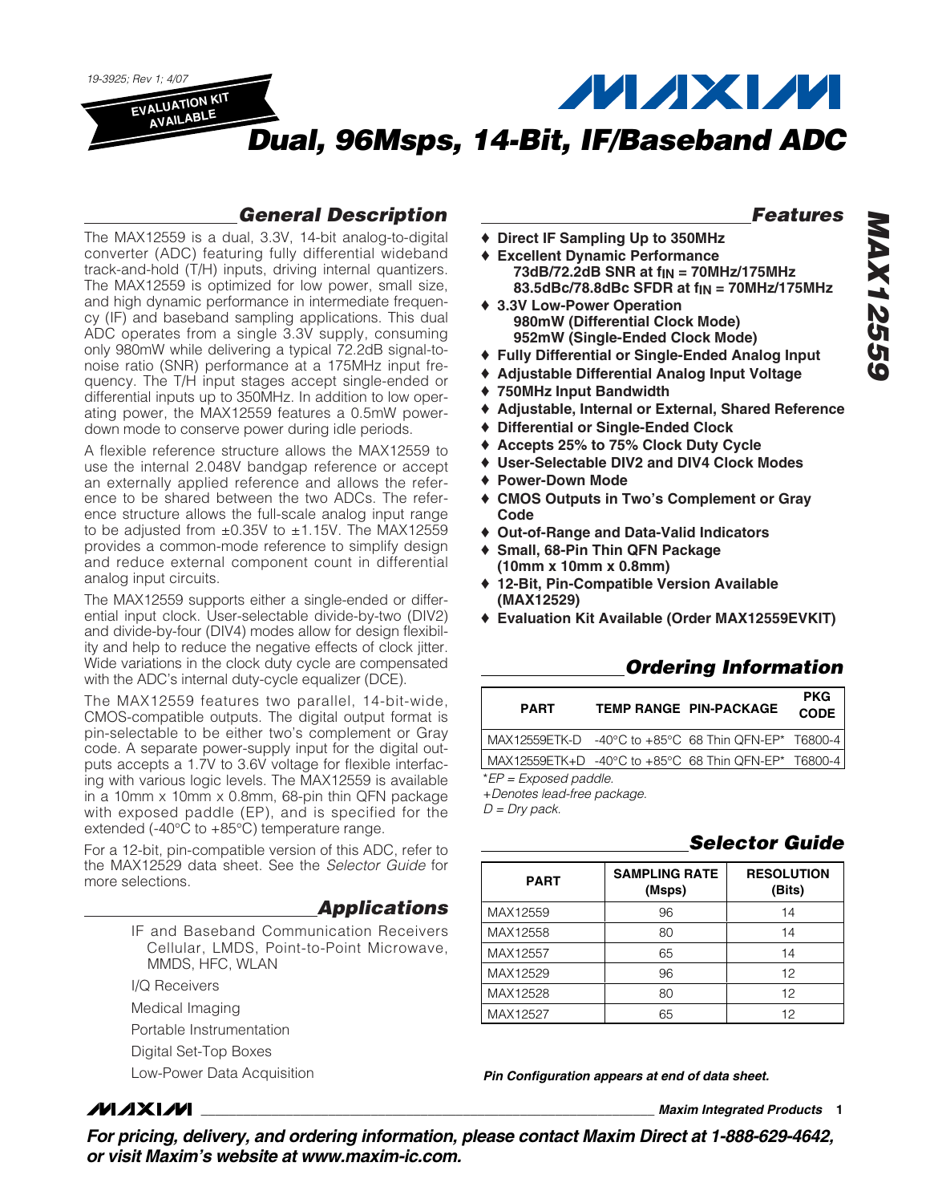19-3925; Rev 1; 4/07

EVALUATION KIT AVAILABLE

# Dual, 96Msps, 14-Bit, IF/Baseband ADC

## General Description

The MAX12559 is a dual, 3.3V, 14-bit analog-to-digital converter (ADC) featuring fully differential wideband track-and-hold (T/H) inputs, driving internal quantizers. The MAX12559 is optimized for low power, small size, and high dynamic performance in intermediate frequency (IF) and baseband sampling applications. This dual ADC operates from a single 3.3V supply, consuming only 980mW while delivering a typical 72.2dB signal-to-noise ratio (SNR) performance at a 175MHz input frequency. The T/H input stages accept single-ended or differential inputs up to 350MHz. In addition to low operating power, the MAX12559 features a 0.5mW power-down mode to conserve power during idle periods.

A flexible reference structure allows the MAX12559 to use the internal 2.048V bandgap reference or accept an externally applied reference and allows the reference to be shared between the two ADCs. The reference structure allows the full-scale analog input range to be adjusted from ±0.35V to ±1.15V. The MAX12559 provides a common-mode reference to simplify design and reduce external component count in differential analog input circuits.

The MAX12559 supports either a single-ended or differential input clock. User-selectable divide-by-two (DIV2) and divide-by-four (DIV4) modes allow for design flexibility and help to reduce the negative effects of clock jitter. Wide variations in the clock duty cycle are compensated with the ADC's internal duty-cycle equalizer (DCE).

The MAX12559 features two parallel, 14-bit-wide, CMOS-compatible outputs. The digital output format is pin-selectable to be either two's complement or Gray code. A separate power-supply input for the digital outputs accepts a 1.7V to 3.6V voltage for flexible interfacing with various logic levels. The MAX12559 is available in a 10mm x 10mm x 0.8mm, 68-pin thin QFN package with exposed paddle (EP), and is specified for the extended (-40°C to +85°C) temperature range.

For a 12-bit, pin-compatible version of this ADC, refer to the MAX12529 data sheet. See the *Selector Guide* for more selections.

## Applications

- IF and Baseband Communication Receivers
  Cellular, LMDS, Point-to-Point Microwave, MMDS, HFC, WLAN
- I/Q Receivers
- Medical Imaging
- Portable Instrumentation
- Digital Set-Top Boxes
- Low-Power Data Acquisition

## Features

- ♦ **Direct IF Sampling Up to 350MHz**
- ♦ **Excellent Dynamic Performance**
  **73dB/72.2dB SNR at $f_{IN}$ = 70MHz/175MHz**
  **83.5dBc/78.8dBc SFDR at $f_{IN}$ = 70MHz/175MHz**
- ♦ **3.3V Low-Power Operation**
  **980mW (Differential Clock Mode)**
  **952mW (Single-Ended Clock Mode)**
- ♦ **Fully Differential or Single-Ended Analog Input**
- ♦ **Adjustable Differential Analog Input Voltage**
- ♦ **750MHz Input Bandwidth**
- ♦ **Adjustable, Internal or External, Shared Reference**
- ♦ **Differential or Single-Ended Clock**
- ♦ **Accepts 25% to 75% Clock Duty Cycle**
- ♦ **User-Selectable DIV2 and DIV4 Clock Modes**
- ♦ **Power-Down Mode**
- ♦ **CMOS Outputs in Two's Complement or Gray Code**
- ♦ **Out-of-Range and Data-Valid Indicators**
- ♦ **Small, 68-Pin Thin QFN Package (10mm x 10mm x 0.8mm)**
- ♦ **12-Bit, Pin-Compatible Version Available (MAX12529)**
- ♦ **Evaluation Kit Available (Order MAX12559EVKIT)**

## Ordering Information

| PART | TEMP RANGE | PIN-PACKAGE | PKG CODE |
|---|---|---|---|
| MAX12559ETK-D | -40°C to +85°C | 68 Thin QFN-EP* | T6800-4 |
| MAX12559ETK+D | -40°C to +85°C | 68 Thin QFN-EP* | T6800-4 |

*EP = Exposed paddle.
+Denotes lead-free package.
D = Dry pack.

## Selector Guide

| PART | SAMPLING RATE (Msps) | RESOLUTION (Bits) |
|---|---|---|
| MAX12559 | 96 | 14 |
| MAX12558 | 80 | 14 |
| MAX12557 | 65 | 14 |
| MAX12529 | 96 | 12 |
| MAX12528 | 80 | 12 |
| MAX12527 | 65 | 12 |

*Pin Configuration appears at end of data sheet.*

**For pricing, delivery, and ordering information, please contact Maxim Direct at 1-888-629-4642, or visit Maxim's website at www.maxim-ic.com.**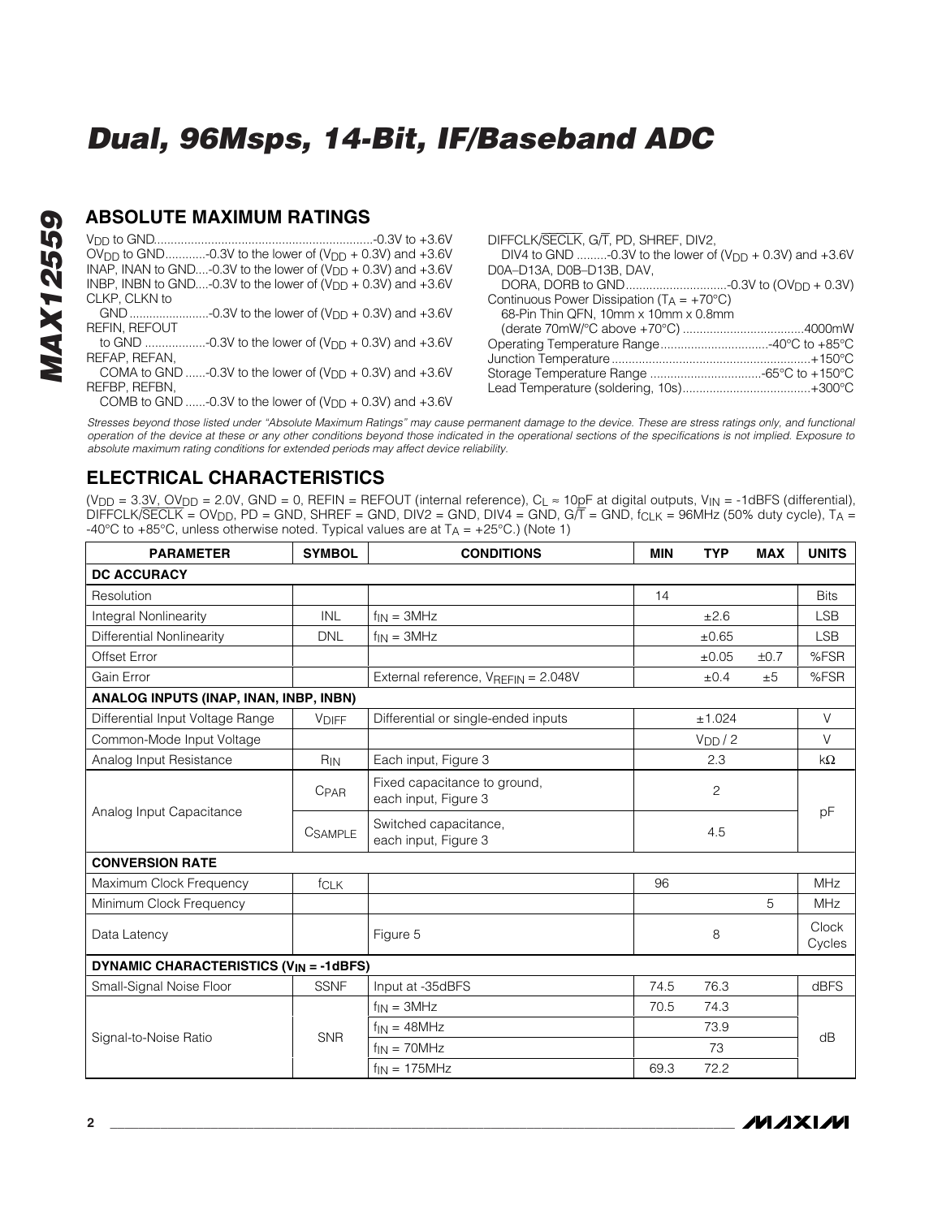## ABSOLUTE MAXIMUM RATINGS

$V_{DD}$ to GND.................................................................-0.3V to +3.6V
$OV_{DD}$ to GND............-0.3V to the lower of ($V_{DD}$ + 0.3V) and +3.6V
INAP, INAN to GND....-0.3V to the lower of ($V_{DD}$ + 0.3V) and +3.6V
INBP, INBN to GND....-0.3V to the lower of ($V_{DD}$ + 0.3V) and +3.6V
CLKP, CLKN to
GND ........................-0.3V to the lower of ($V_{DD}$ + 0.3V) and +3.6V
REFIN, REFOUT
to GND ..................-0.3V to the lower of ($V_{DD}$ + 0.3V) and +3.6V
REFAP, REFAN,
COMA to GND ......-0.3V to the lower of ($V_{DD}$ + 0.3V) and +3.6V
REFBP, REFBN,
COMB to GND ......-0.3V to the lower of ($V_{DD}$ + 0.3V) and +3.6V
DIFFCLK/$\overline{SECLK}$, G/$\overline{T}$, PD, SHREF, DIV2,
DIV4 to GND .........-0.3V to the lower of ($V_{DD}$ + 0.3V) and +3.6V
D0A–D13A, D0B–D13B, DAV,
DORA, DORB to GND..............................-0.3V to ($OV_{DD}$ + 0.3V)
Continuous Power Dissipation ($T_A$ = +70°C)
68-Pin Thin QFN, 10mm x 10mm x 0.8mm
(derate 70mW/°C above +70°C) ....................................4000mW
Operating Temperature Range................................-40°C to +85°C
Junction Temperature ...........................................................+150°C
Storage Temperature Range .................................-65°C to +150°C
Lead Temperature (soldering, 10s)......................................+300°C

*Stresses beyond those listed under "Absolute Maximum Ratings" may cause permanent damage to the device. These are stress ratings only, and functional operation of the device at these or any other conditions beyond those indicated in the operational sections of the specifications is not implied. Exposure to absolute maximum rating conditions for extended periods may affect device reliability.*

## ELECTRICAL CHARACTERISTICS

($V_{DD}$ = 3.3V, $OV_{DD}$ = 2.0V, GND = 0, REFIN = REFOUT (internal reference), $C_L \approx$ 10pF at digital outputs, $V_{IN}$ = -1dBFS (differential), DIFFCLK/$\overline{SECLK}$ = $OV_{DD}$, PD = GND, SHREF = GND, DIV2 = GND, DIV4 = GND, G/$\overline{T}$ = GND, $f_{CLK}$ = 96MHz (50% duty cycle), $T_A$ = -40°C to +85°C, unless otherwise noted. Typical values are at $T_A$ = +25°C.) (Note 1)

| PARAMETER | SYMBOL | CONDITIONS | MIN | TYP | MAX | UNITS |
|---|---|---|---|---|---|---|
| **DC ACCURACY** | | | | | | |
| Resolution | | | 14 | | | Bits |
| Integral Nonlinearity | INL | $f_{IN}$ = 3MHz | | ±2.6 | | LSB |
| Differential Nonlinearity | DNL | $f_{IN}$ = 3MHz | | ±0.65 | | LSB |
| Offset Error | | | | ±0.05 | ±0.7 | %FSR |
| Gain Error | | External reference, $V_{REFIN}$ = 2.048V | | ±0.4 | ±5 | %FSR |
| **ANALOG INPUTS (INAP, INAN, INBP, INBN)** | | | | | | |
| Differential Input Voltage Range | $V_{DIFF}$ | Differential or single-ended inputs | | ±1.024 | | V |
| Common-Mode Input Voltage | | | | $V_{DD}$ / 2 | | V |
| Analog Input Resistance | $R_{IN}$ | Each input, Figure 3 | | 2.3 | | kΩ |
| Analog Input Capacitance | $C_{PAR}$ | Fixed capacitance to ground, each input, Figure 3 | | 2 | | pF |
| | $C_{SAMPLE}$ | Switched capacitance, each input, Figure 3 | | 4.5 | | |
| **CONVERSION RATE** | | | | | | |
| Maximum Clock Frequency | $f_{CLK}$ | | 96 | | | MHz |
| Minimum Clock Frequency | | | | | 5 | MHz |
| Data Latency | | Figure 5 | | 8 | | Clock Cycles |
| **DYNAMIC CHARACTERISTICS ($V_{IN}$ = -1dBFS)** | | | | | | |
| Small-Signal Noise Floor | SSNF | Input at -35dBFS | 74.5 | 76.3 | | dBFS |
| Signal-to-Noise Ratio | SNR | $f_{IN}$ = 3MHz | 70.5 | 74.3 | | dB |
| | | $f_{IN}$ = 48MHz | | 73.9 | | |
| | | $f_{IN}$ = 70MHz | | 73 | | |
| | | $f_{IN}$ = 175MHz | 69.3 | 72.2 | | |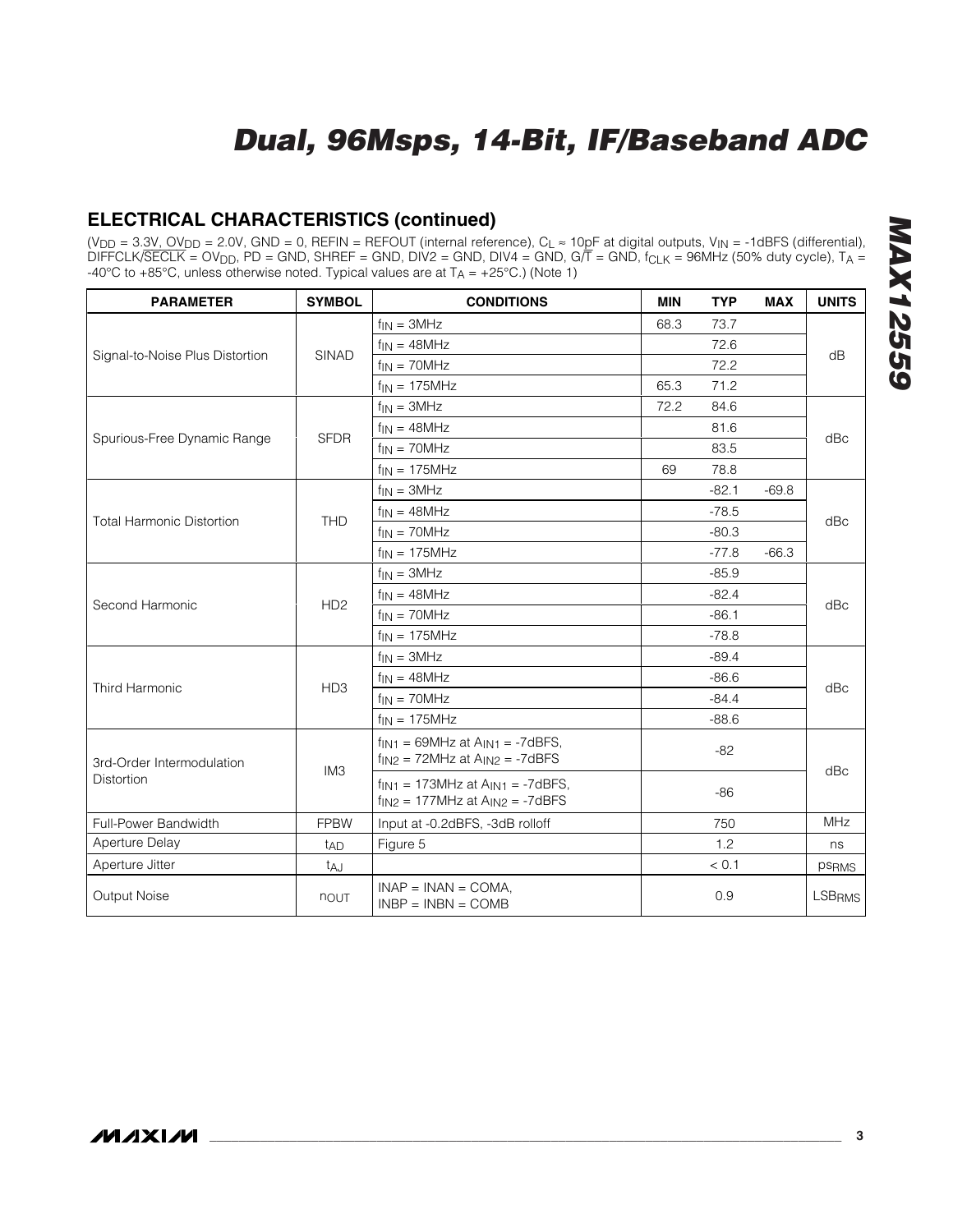## ELECTRICAL CHARACTERISTICS (continued)

($V_{DD}$ = 3.3V, $OV_{DD}$ = 2.0V, GND = 0, REFIN = REFOUT (internal reference), $C_L \approx$ 10pF at digital outputs, $V_{IN}$ = -1dBFS (differential), DIFFCLK/$\overline{\text{SECLK}}$ = $OV_{DD}$, PD = GND, SHREF = GND, DIV2 = GND, DIV4 = GND, G/$\overline{\text{T}}$ = GND, $f_{CLK}$ = 96MHz (50% duty cycle), $T_A$ = -40°C to +85°C, unless otherwise noted. Typical values are at $T_A$ = +25°C.) (Note 1)

| PARAMETER | SYMBOL | CONDITIONS | MIN | TYP | MAX | UNITS |
|---|---|---|---|---|---|---|
| Signal-to-Noise Plus Distortion | SINAD | $f_{IN}$ = 3MHz | 68.3 | 73.7 | | dB |
| | | $f_{IN}$ = 48MHz | | 72.6 | | |
| | | $f_{IN}$ = 70MHz | | 72.2 | | |
| | | $f_{IN}$ = 175MHz | 65.3 | 71.2 | | |
| Spurious-Free Dynamic Range | SFDR | $f_{IN}$ = 3MHz | 72.2 | 84.6 | | dBc |
| | | $f_{IN}$ = 48MHz | | 81.6 | | |
| | | $f_{IN}$ = 70MHz | | 83.5 | | |
| | | $f_{IN}$ = 175MHz | 69 | 78.8 | | |
| Total Harmonic Distortion | THD | $f_{IN}$ = 3MHz | | -82.1 | -69.8 | dBc |
| | | $f_{IN}$ = 48MHz | | -78.5 | | |
| | | $f_{IN}$ = 70MHz | | -80.3 | | |
| | | $f_{IN}$ = 175MHz | | -77.8 | -66.3 | |
| Second Harmonic | HD2 | $f_{IN}$ = 3MHz | | -85.9 | | dBc |
| | | $f_{IN}$ = 48MHz | | -82.4 | | |
| | | $f_{IN}$ = 70MHz | | -86.1 | | |
| | | $f_{IN}$ = 175MHz | | -78.8 | | |
| Third Harmonic | HD3 | $f_{IN}$ = 3MHz | | -89.4 | | dBc |
| | | $f_{IN}$ = 48MHz | | -86.6 | | |
| | | $f_{IN}$ = 70MHz | | -84.4 | | |
| | | $f_{IN}$ = 175MHz | | -88.6 | | |
| 3rd-Order Intermodulation Distortion | IM3 | $f_{IN1}$ = 69MHz at $A_{IN1}$ = -7dBFS, $f_{IN2}$ = 72MHz at $A_{IN2}$ = -7dBFS | | -82 | | dBc |
| | | $f_{IN1}$ = 173MHz at $A_{IN1}$ = -7dBFS, $f_{IN2}$ = 177MHz at $A_{IN2}$ = -7dBFS | | -86 | | |
| Full-Power Bandwidth | FPBW | Input at -0.2dBFS, -3dB rolloff | | 750 | | MHz |
| Aperture Delay | $t_{AD}$ | Figure 5 | | 1.2 | | ns |
| Aperture Jitter | $t_{AJ}$ | | | < 0.1 | | $ps_{RMS}$ |
| Output Noise | $n_{OUT}$ | INAP = INAN = COMA, INBP = INBN = COMB | | 0.9 | | $LSB_{RMS}$ |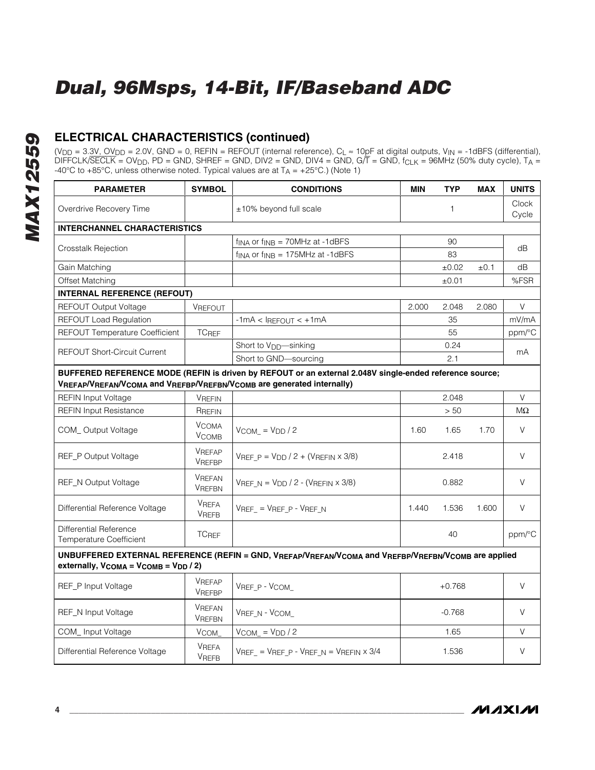## ELECTRICAL CHARACTERISTICS (continued)

($V_{DD}$ = 3.3V, $OV_{DD}$ = 2.0V, GND = 0, REFIN = REFOUT (internal reference), $C_L \approx$ 10pF at digital outputs, $V_{IN}$ = -1dBFS (differential), DIFFCLK/$\overline{SECLK}$ = $OV_{DD}$, PD = GND, SHREF = GND, DIV2 = GND, DIV4 = GND, G/$\overline{T}$ = GND, $f_{CLK}$ = 96MHz (50% duty cycle), $T_A$ = -40°C to +85°C, unless otherwise noted. Typical values are at $T_A$ = +25°C.) (Note 1)

| PARAMETER | SYMBOL | CONDITIONS | MIN | TYP | MAX | UNITS |
|---|---|---|---|---|---|---|
| Overdrive Recovery Time | | ±10% beyond full scale | | 1 | | Clock Cycle |
| **INTERCHANNEL CHARACTERISTICS** | | | | | | |
| Crosstalk Rejection | | $f_{INA}$ or $f_{INB}$ = 70MHz at -1dBFS | | 90 | | dB |
| | | $f_{INA}$ or $f_{INB}$ = 175MHz at -1dBFS | | 83 | | |
| Gain Matching | | | | ±0.02 | ±0.1 | dB |
| Offset Matching | | | | ±0.01 | | %FSR |
| **INTERNAL REFERENCE (REFOUT)** | | | | | | |
| REFOUT Output Voltage | $V_{REFOUT}$ | | 2.000 | 2.048 | 2.080 | V |
| REFOUT Load Regulation | | -1mA < $I_{REFOUT}$ < +1mA | | 35 | | mV/mA |
| REFOUT Temperature Coefficient | $TC_{REF}$ | | | 55 | | ppm/°C |
| REFOUT Short-Circuit Current | | Short to $V_{DD}$—sinking | | 0.24 | | mA |
| | | Short to GND—sourcing | | 2.1 | | |
| **BUFFERED REFERENCE MODE (REFIN is driven by REFOUT or an external 2.048V single-ended reference source; $V_{REFAP}$/$V_{REFAN}$/$V_{COMA}$ and $V_{REFBP}$/$V_{REFBN}$/$V_{COMB}$ are generated internally)** | | | | | | |
| REFIN Input Voltage | $V_{REFIN}$ | | | 2.048 | | V |
| REFIN Input Resistance | $R_{REFIN}$ | | | > 50 | | MΩ |
| COM_ Output Voltage | $V_{COMA}$ $V_{COMB}$ | $V_{COM\_} = V_{DD} / 2$ | 1.60 | 1.65 | 1.70 | V |
| REF_P Output Voltage | $V_{REFAP}$ $V_{REFBP}$ | $V_{REF\_P} = V_{DD} / 2 + (V_{REFIN} \times 3/8)$ | | 2.418 | | V |
| REF_N Output Voltage | $V_{REFAN}$ $V_{REFBN}$ | $V_{REF\_N} = V_{DD} / 2 - (V_{REFIN} \times 3/8)$ | | 0.882 | | V |
| Differential Reference Voltage | $V_{REFA}$ $V_{REFB}$ | $V_{REF\_} = V_{REF\_P} - V_{REF\_N}$ | 1.440 | 1.536 | 1.600 | V |
| Differential Reference Temperature Coefficient | $TC_{REF}$ | | | 40 | | ppm/°C |
| **UNBUFFERED EXTERNAL REFERENCE (REFIN = GND, $V_{REFAP}$/$V_{REFAN}$/$V_{COMA}$ and $V_{REFBP}$/$V_{REFBN}$/$V_{COMB}$ are applied externally, $V_{COMA} = V_{COMB} = V_{DD} / 2$)** | | | | | | |
| REF_P Input Voltage | $V_{REFAP}$ $V_{REFBP}$ | $V_{REF\_P} - V_{COM\_}$ | | +0.768 | | V |
| REF_N Input Voltage | $V_{REFAN}$ $V_{REFBN}$ | $V_{REF\_N} - V_{COM\_}$ | | -0.768 | | V |
| COM_ Input Voltage | $V_{COM\_}$ | $V_{COM\_} = V_{DD} / 2$ | | 1.65 | | V |
| Differential Reference Voltage | $V_{REFA}$ $V_{REFB}$ | $V_{REF\_} = V_{REF\_P} - V_{REF\_N} = V_{REFIN} \times 3/4$ | | 1.536 | | V |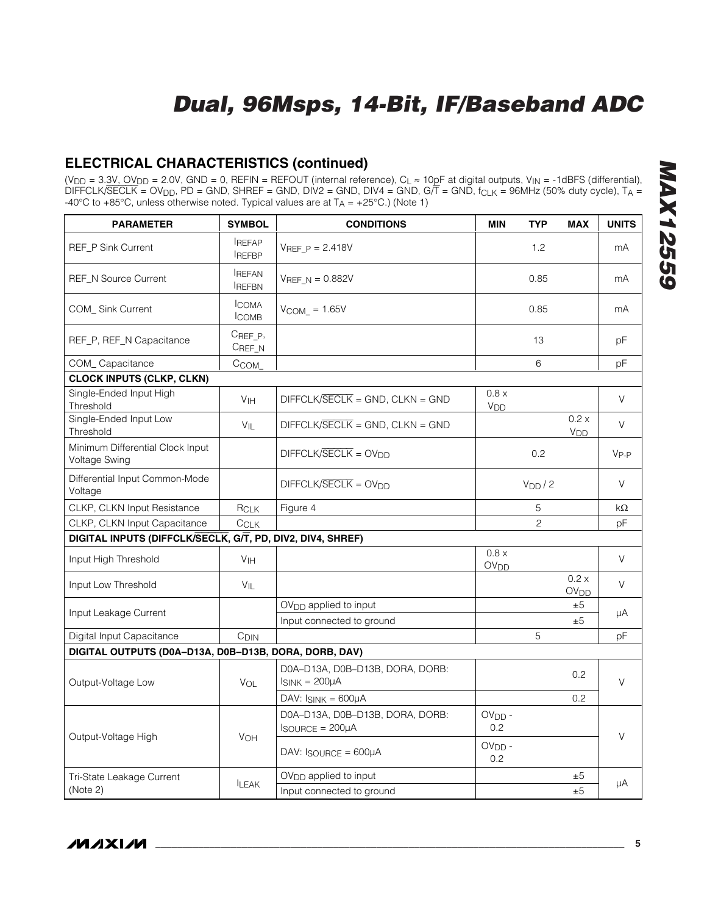## ELECTRICAL CHARACTERISTICS (continued)

($V_{DD}$ = 3.3V, $OV_{DD}$ = 2.0V, GND = 0, REFIN = REFOUT (internal reference), $C_L \approx$ 10pF at digital outputs, $V_{IN}$ = -1dBFS (differential), DIFFCLK/$\overline{SECLK}$ = $OV_{DD}$, PD = GND, SHREF = GND, DIV2 = GND, DIV4 = GND, G/$\overline{T}$ = GND, $f_{CLK}$ = 96MHz (50% duty cycle), $T_A$ = -40°C to +85°C, unless otherwise noted. Typical values are at $T_A$ = +25°C.) (Note 1)

| PARAMETER | SYMBOL | CONDITIONS | MIN | TYP | MAX | UNITS |
|---|---|---|---|---|---|---|
| REF_P Sink Current | $I_{REFAP}$ $I_{REFBP}$ | $V_{REF\_P}$ = 2.418V | | 1.2 | | mA |
| REF_N Source Current | $I_{REFAN}$ $I_{REFBN}$ | $V_{REF\_N}$ = 0.882V | | 0.85 | | mA |
| COM_ Sink Current | $I_{COMA}$ $I_{COMB}$ | $V_{COM\_}$ = 1.65V | | 0.85 | | mA |
| REF_P, REF_N Capacitance | $C_{REF\_P}$, $C_{REF\_N}$ | | | 13 | | pF |
| COM_ Capacitance | $C_{COM\_}$ | | | 6 | | pF |
| **CLOCK INPUTS (CLKP, CLKN)** | | | | | | |
| Single-Ended Input High Threshold | $V_{IH}$ | DIFFCLK/$\overline{SECLK}$ = GND, CLKN = GND | 0.8 x $V_{DD}$ | | | V |
| Single-Ended Input Low Threshold | $V_{IL}$ | DIFFCLK/$\overline{SECLK}$ = GND, CLKN = GND | | | 0.2 x $V_{DD}$ | V |
| Minimum Differential Clock Input Voltage Swing | | DIFFCLK/$\overline{SECLK}$ = $OV_{DD}$ | | 0.2 | | $V_{P-P}$ |
| Differential Input Common-Mode Voltage | | DIFFCLK/$\overline{SECLK}$ = $OV_{DD}$ | | $V_{DD}$ / 2 | | V |
| CLKP, CLKN Input Resistance | $R_{CLK}$ | Figure 4 | | 5 | | kΩ |
| CLKP, CLKN Input Capacitance | $C_{CLK}$ | | | 2 | | pF |
| **DIGITAL INPUTS (DIFFCLK/$\overline{SECLK}$, G/$\overline{T}$, PD, DIV2, DIV4, SHREF)** | | | | | | |
| Input High Threshold | $V_{IH}$ | | 0.8 x $OV_{DD}$ | | | V |
| Input Low Threshold | $V_{IL}$ | | | | 0.2 x $OV_{DD}$ | V |
| Input Leakage Current | | $OV_{DD}$ applied to input | | | ±5 | µA |
| | | Input connected to ground | | | ±5 | |
| Digital Input Capacitance | $C_{DIN}$ | | | 5 | | pF |
| **DIGITAL OUTPUTS (D0A–D13A, D0B–D13B, DORA, DORB, DAV)** | | | | | | |
| Output-Voltage Low | $V_{OL}$ | D0A–D13A, D0B–D13B, DORA, DORB: $I_{SINK}$ = 200µA | | | 0.2 | V |
| | | DAV: $I_{SINK}$ = 600µA | | | 0.2 | |
| Output-Voltage High | $V_{OH}$ | D0A–D13A, D0B–D13B, DORA, DORB: $I_{SOURCE}$ = 200µA | $OV_{DD}$ - 0.2 | | | V |
| | | DAV: $I_{SOURCE}$ = 600µA | $OV_{DD}$ - 0.2 | | | |
| Tri-State Leakage Current (Note 2) | $I_{LEAK}$ | $OV_{DD}$ applied to input | | | ±5 | µA |
| | | Input connected to ground | | | ±5 | |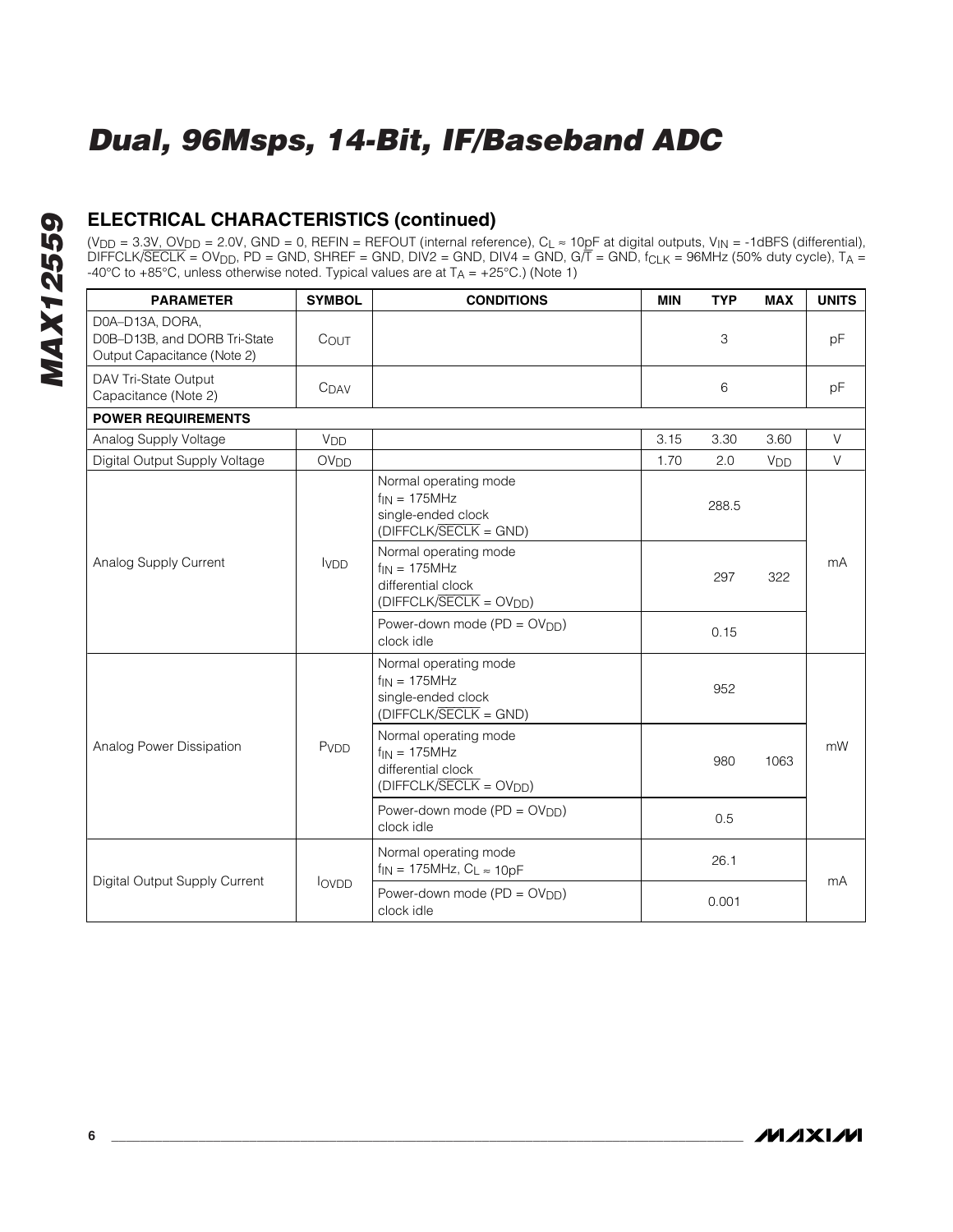## ELECTRICAL CHARACTERISTICS (continued)

($V_{DD}$ = 3.3V, $OV_{DD}$ = 2.0V, GND = 0, REFIN = REFOUT (internal reference), $C_L \approx$ 10pF at digital outputs, $V_{IN}$ = -1dBFS (differential), DIFFCLK/$\overline{SECLK}$ = $OV_{DD}$, PD = GND, SHREF = GND, DIV2 = GND, DIV4 = GND, G/$\overline{T}$ = GND, $f_{CLK}$ = 96MHz (50% duty cycle), $T_A$ = -40°C to +85°C, unless otherwise noted. Typical values are at $T_A$ = +25°C.) (Note 1)

| PARAMETER | SYMBOL | CONDITIONS | MIN | TYP | MAX | UNITS |
|---|---|---|---|---|---|---|
| D0A–D13A, DORA, D0B–D13B, and DORB Tri-State Output Capacitance (Note 2) | $C_{OUT}$ | | | 3 | | pF |
| DAV Tri-State Output Capacitance (Note 2) | $C_{DAV}$ | | | 6 | | pF |
| **POWER REQUIREMENTS** | | | | | | |
| Analog Supply Voltage | $V_{DD}$ | | 3.15 | 3.30 | 3.60 | V |
| Digital Output Supply Voltage | $OV_{DD}$ | | 1.70 | 2.0 | $V_{DD}$ | V |
| Analog Supply Current | $I_{VDD}$ | Normal operating mode $f_{IN}$ = 175MHz single-ended clock (DIFFCLK/$\overline{SECLK}$ = GND) | | 288.5 | | mA |
| | | Normal operating mode $f_{IN}$ = 175MHz differential clock (DIFFCLK/$\overline{SECLK}$ = $OV_{DD}$) | | 297 | 322 | |
| | | Power-down mode (PD = $OV_{DD}$) clock idle | | 0.15 | | |
| Analog Power Dissipation | $P_{VDD}$ | Normal operating mode $f_{IN}$ = 175MHz single-ended clock (DIFFCLK/$\overline{SECLK}$ = GND) | | 952 | | mW |
| | | Normal operating mode $f_{IN}$ = 175MHz differential clock (DIFFCLK/$\overline{SECLK}$ = $OV_{DD}$) | | 980 | 1063 | |
| | | Power-down mode (PD = $OV_{DD}$) clock idle | | 0.5 | | |
| Digital Output Supply Current | $I_{OVDD}$ | Normal operating mode $f_{IN}$ = 175MHz, $C_L \approx$ 10pF | | 26.1 | | mA |
| | | Power-down mode (PD = $OV_{DD}$) clock idle | | 0.001 | | |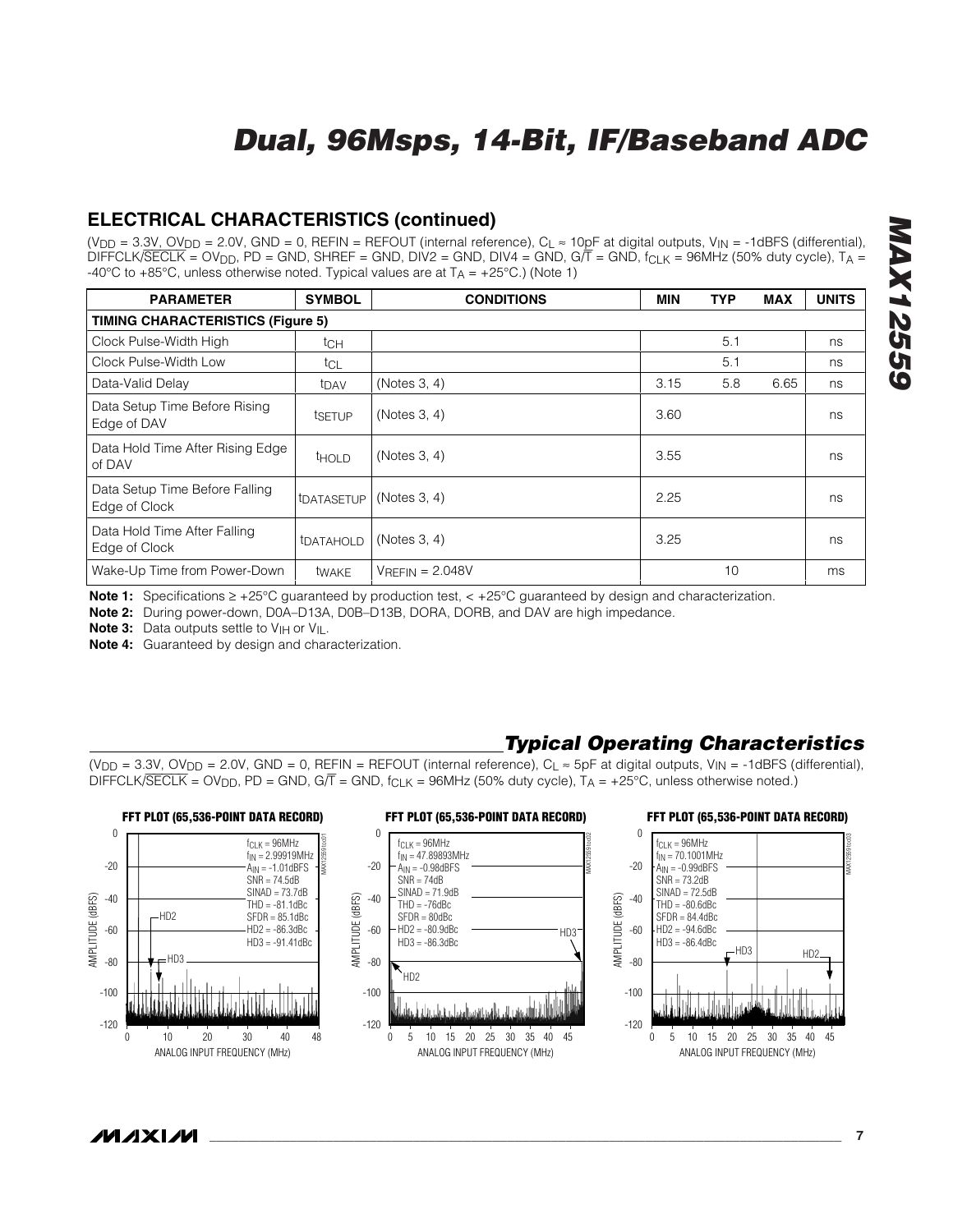## ELECTRICAL CHARACTERISTICS (continued)

($V_{DD}$ = 3.3V, $OV_{DD}$ = 2.0V, GND = 0, REFIN = REFOUT (internal reference), $C_L \approx$ 10pF at digital outputs, $V_{IN}$ = -1dBFS (differential), DIFFCLK/$\overline{SECLK}$ = $OV_{DD}$, PD = GND, SHREF = GND, DIV2 = GND, DIV4 = GND, G/$\overline{T}$ = GND, $f_{CLK}$ = 96MHz (50% duty cycle), $T_A$ = -40°C to +85°C, unless otherwise noted. Typical values are at $T_A$ = +25°C.) (Note 1)

| PARAMETER | SYMBOL | CONDITIONS | MIN | TYP | MAX | UNITS |
|---|---|---|---|---|---|---|
| **TIMING CHARACTERISTICS (Figure 5)** | | | | | | |
| Clock Pulse-Width High | $t_{CH}$ | | | 5.1 | | ns |
| Clock Pulse-Width Low | $t_{CL}$ | | | 5.1 | | ns |
| Data-Valid Delay | $t_{DAV}$ | (Notes 3, 4) | 3.15 | 5.8 | 6.65 | ns |
| Data Setup Time Before Rising Edge of DAV | $t_{SETUP}$ | (Notes 3, 4) | 3.60 | | | ns |
| Data Hold Time After Rising Edge of DAV | $t_{HOLD}$ | (Notes 3, 4) | 3.55 | | | ns |
| Data Setup Time Before Falling Edge of Clock | $t_{DATASETUP}$ | (Notes 3, 4) | 2.25 | | | ns |
| Data Hold Time After Falling Edge of Clock | $t_{DATAHOLD}$ | (Notes 3, 4) | 3.25 | | | ns |
| Wake-Up Time from Power-Down | $t_{WAKE}$ | $V_{REFIN}$ = 2.048V | | 10 | | ms |

**Note 1:** Specifications ≥ +25°C guaranteed by production test, < +25°C guaranteed by design and characterization.

**Note 2:** During power-down, D0A–D13A, D0B–D13B, DORA, DORB, and DAV are high impedance.

**Note 3:** Data outputs settle to $V_{IH}$ or $V_{IL}$.

**Note 4:** Guaranteed by design and characterization.

## *Typical Operating Characteristics*

($V_{DD}$ = 3.3V, $OV_{DD}$ = 2.0V, GND = 0, REFIN = REFOUT (internal reference), $C_L \approx$ 5pF at digital outputs, $V_{IN}$ = -1dBFS (differential), DIFFCLK/$\overline{SECLK}$ = $OV_{DD}$, PD = GND, G/$\overline{T}$ = GND, $f_{CLK}$ = 96MHz (50% duty cycle), $T_A$ = +25°C, unless otherwise noted.)

**FFT PLOT (65,536-POINT DATA RECORD)**

$f_{CLK}$ = 96MHz
$f_{IN}$ = 2.99919MHz
$A_{IN}$ = -1.01dBFS
SNR = 74.5dB
SINAD = 73.7dB
THD = -81.1dBc
SFDR = 85.1dBc
HD2 = -86.3dBc
HD3 = -91.41dBc

**FFT PLOT (65,536-POINT DATA RECORD)**

$f_{CLK}$ = 96MHz
$f_{IN}$ = 47.89893MHz
$A_{IN}$ = -0.98dBFS
SNR = 74dB
SINAD = 71.9dB
THD = -76dBc
SFDR = 80dBc
HD2 = -80.9dBc
HD3 = -86.3dBc

**FFT PLOT (65,536-POINT DATA RECORD)**

$f_{CLK}$ = 96MHz
$f_{IN}$ = 70.1001MHz
$A_{IN}$ = -0.99dBFS
SNR = 73.2dB
SINAD = 72.5dB
THD = -80.6dBc
SFDR = 84.4dBc
HD2 = -94.6dBc
HD3 = -86.4dBc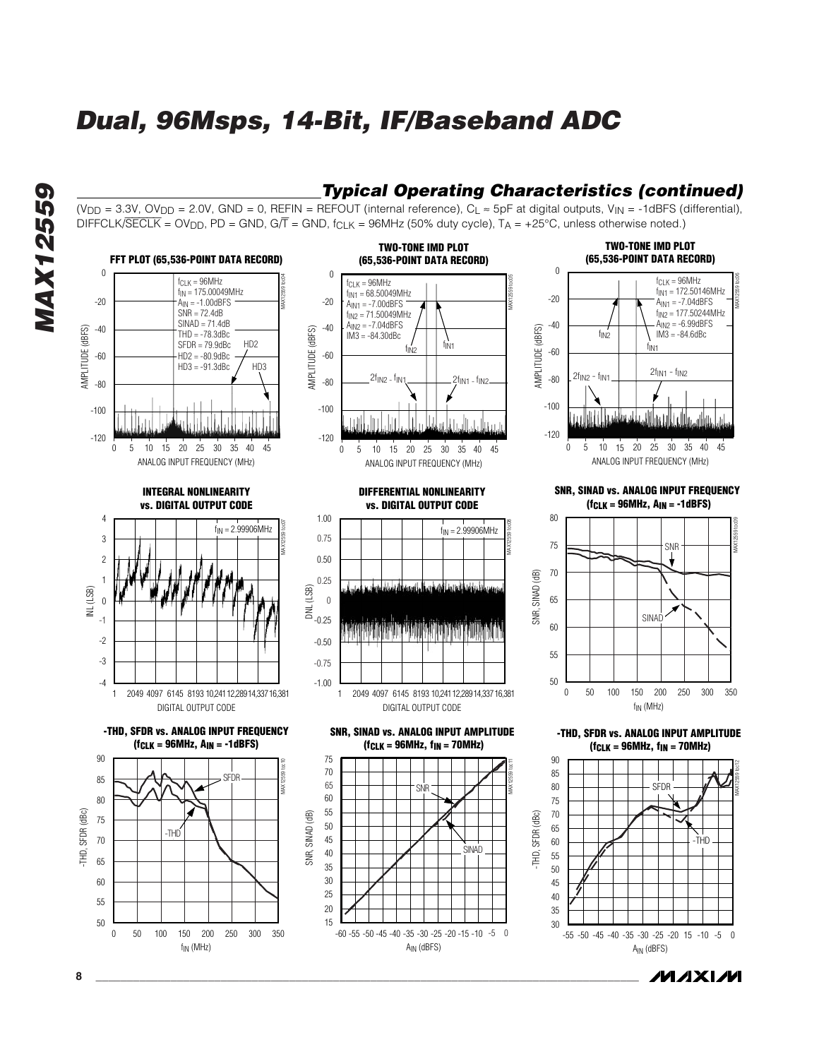## Typical Operating Characteristics (continued)

($V_{DD}$ = 3.3V, $OV_{DD}$ = 2.0V, GND = 0, REFIN = REFOUT (internal reference), $C_L$ ≈ 5pF at digital outputs, $V_{IN}$ = -1dBFS (differential), DIFFCLK/$\overline{SECLK}$ = $OV_{DD}$, PD = GND, G/$\overline{T}$ = GND, $f_{CLK}$ = 96MHz (50% duty cycle), $T_A$ = +25°C, unless otherwise noted.)

**FFT PLOT (65,536-POINT DATA RECORD)**

$f_{CLK}$ = 96MHz
$f_{IN}$ = 175.00049MHz
$A_{IN}$ = -1.00dBFS
SNR = 72.4dB
SINAD = 71.4dB
THD = -78.3dBc
SFDR = 79.9dBc
HD2 = -80.9dBc
HD3 = -91.3dBc

**TWO-TONE IMD PLOT (65,536-POINT DATA RECORD)**

$f_{CLK}$ = 96MHz
$f_{IN1}$ = 68.50049MHz
$A_{IN1}$ = -7.00dBFS
$f_{IN2}$ = 71.50049MHz
$A_{IN2}$ = -7.04dBFS
IM3 = -84.30dBc

**TWO-TONE IMD PLOT (65,536-POINT DATA RECORD)**

$f_{CLK}$ = 96MHz
$f_{IN1}$ = 172.50146MHz
$A_{IN1}$ = -7.04dBFS
$f_{IN2}$ = 177.50244MHz
$A_{IN2}$ = -6.99dBFS
IM3 = -84.6dBc

**INTEGRAL NONLINEARITY vs. DIGITAL OUTPUT CODE**

$f_{IN}$ = 2.99906MHz

**DIFFERENTIAL NONLINEARITY vs. DIGITAL OUTPUT CODE**

$f_{IN}$ = 2.99906MHz

**SNR, SINAD vs. ANALOG INPUT FREQUENCY ($f_{CLK}$ = 96MHz, $A_{IN}$ = -1dBFS)**

**-THD, SFDR vs. ANALOG INPUT FREQUENCY ($f_{CLK}$ = 96MHz, $A_{IN}$ = -1dBFS)**

**SNR, SINAD vs. ANALOG INPUT AMPLITUDE ($f_{CLK}$ = 96MHz, $f_{IN}$ = 70MHz)**

**-THD, SFDR vs. ANALOG INPUT AMPLITUDE ($f_{CLK}$ = 96MHz, $f_{IN}$ = 70MHz)**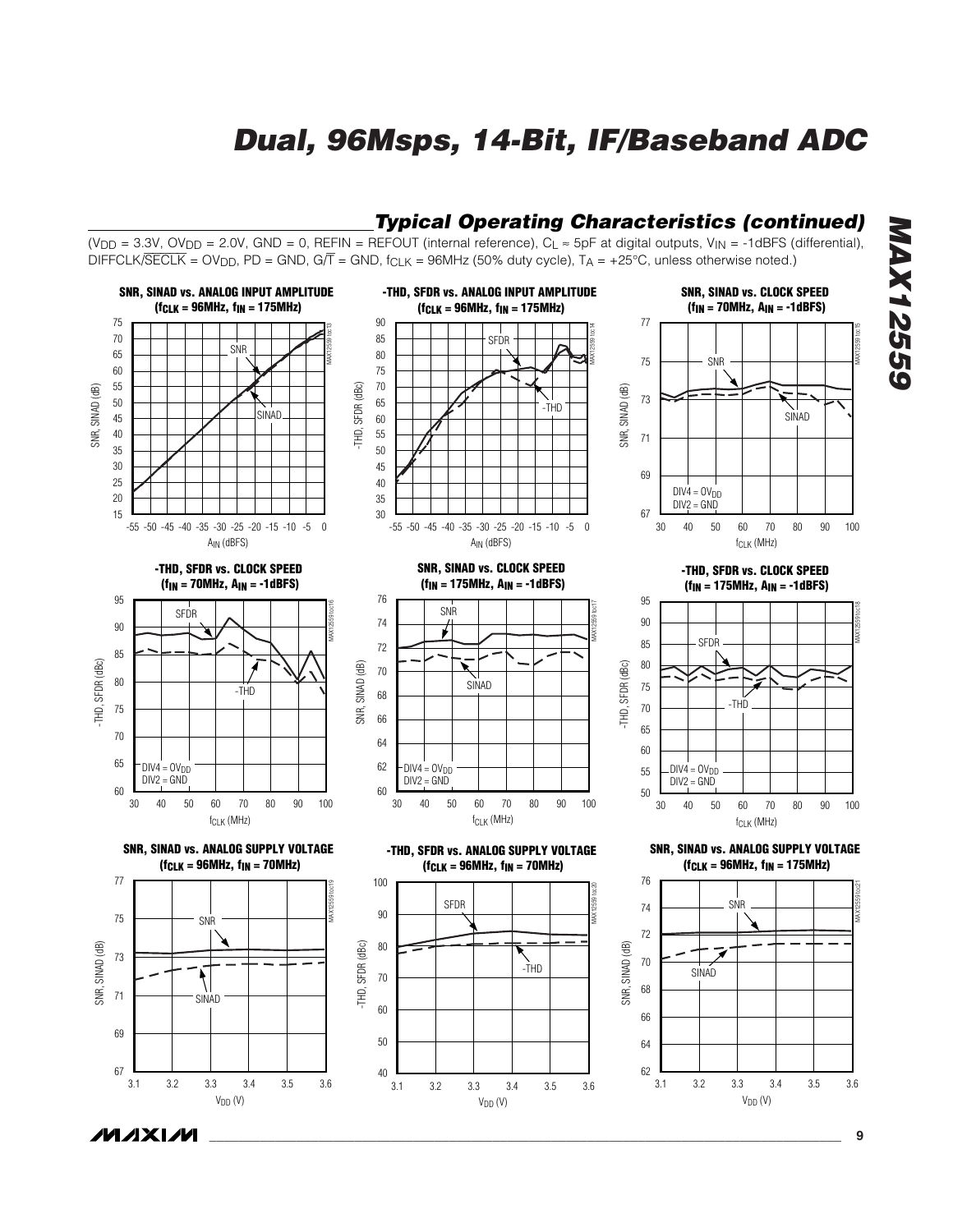## Typical Operating Characteristics (continued)

($V_{DD}$ = 3.3V, $OV_{DD}$ = 2.0V, GND = 0, REFIN = REFOUT (internal reference), $C_L$ ≈ 5pF at digital outputs, $V_{IN}$ = -1dBFS (differential), DIFFCLK/$\overline{SECLK}$ = $OV_{DD}$, PD = GND, G/$\overline{T}$ = GND, $f_{CLK}$ = 96MHz (50% duty cycle), $T_A$ = +25°C, unless otherwise noted.)

**SNR, SINAD vs. ANALOG INPUT AMPLITUDE ($f_{CLK}$ = 96MHz, $f_{IN}$ = 175MHz)**

**-THD, SFDR vs. ANALOG INPUT AMPLITUDE ($f_{CLK}$ = 96MHz, $f_{IN}$ = 175MHz)**

**SNR, SINAD vs. CLOCK SPEED ($f_{IN}$ = 70MHz, $A_{IN}$ = -1dBFS)**

**-THD, SFDR vs. CLOCK SPEED ($f_{IN}$ = 70MHz, $A_{IN}$ = -1dBFS)**

**SNR, SINAD vs. CLOCK SPEED ($f_{IN}$ = 175MHz, $A_{IN}$ = -1dBFS)**

**-THD, SFDR vs. CLOCK SPEED ($f_{IN}$ = 175MHz, $A_{IN}$ = -1dBFS)**

**SNR, SINAD vs. ANALOG SUPPLY VOLTAGE ($f_{CLK}$ = 96MHz, $f_{IN}$ = 70MHz)**

**-THD, SFDR vs. ANALOG SUPPLY VOLTAGE ($f_{CLK}$ = 96MHz, $f_{IN}$ = 70MHz)**

**SNR, SINAD vs. ANALOG SUPPLY VOLTAGE ($f_{CLK}$ = 96MHz, $f_{IN}$ = 175MHz)**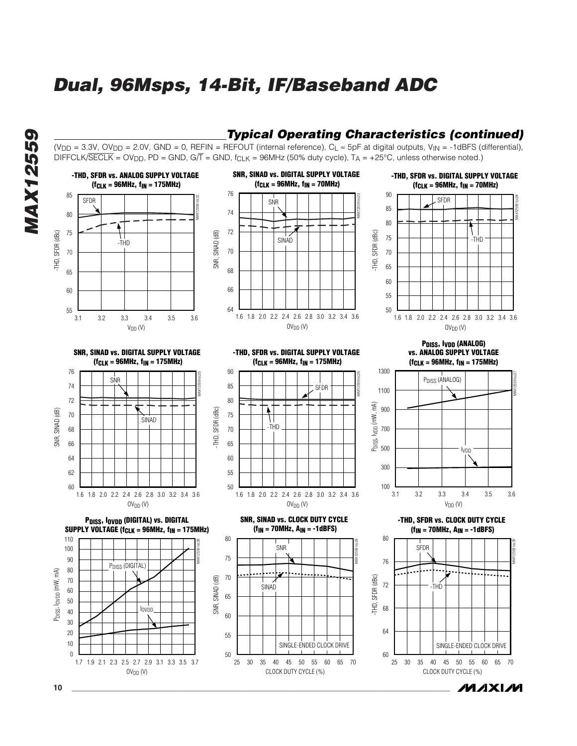## Typical Operating Characteristics (continued)

($V_{DD}$ = 3.3V, $OV_{DD}$ = 2.0V, GND = 0, REFIN = REFOUT (internal reference), $C_L$ ≈ 5pF at digital outputs, $V_{IN}$ = -1dBFS (differential), DIFFCLK/$\overline{SECLK}$ = $OV_{DD}$, PD = GND, G/$\overline{T}$ = GND, $f_{CLK}$ = 96MHz (50% duty cycle), $T_A$ = +25°C, unless otherwise noted.)

**-THD, SFDR vs. ANALOG SUPPLY VOLTAGE ($f_{CLK}$ = 96MHz, $f_{IN}$ = 175MHz)**

**SNR, SINAD vs. DIGITAL SUPPLY VOLTAGE ($f_{CLK}$ = 96MHz, $f_{IN}$ = 70MHz)**

**-THD, SFDR vs. DIGITAL SUPPLY VOLTAGE ($f_{CLK}$ = 96MHz, $f_{IN}$ = 70MHz)**

**SNR, SINAD vs. DIGITAL SUPPLY VOLTAGE ($f_{CLK}$ = 96MHz, $f_{IN}$ = 175MHz)**

**-THD, SFDR vs. DIGITAL SUPPLY VOLTAGE ($f_{CLK}$ = 96MHz, $f_{IN}$ = 175MHz)**

**$P_{DISS}$, $I_{VDD}$ (ANALOG) vs. ANALOG SUPPLY VOLTAGE ($f_{CLK}$ = 96MHz, $f_{IN}$ = 175MHz)**

**$P_{DISS}$, $I_{OVDD}$ (DIGITAL) vs. DIGITAL SUPPLY VOLTAGE ($f_{CLK}$ = 96MHz, $f_{IN}$ = 175MHz)**

**SNR, SINAD vs. CLOCK DUTY CYCLE ($f_{IN}$ = 70MHz, $A_{IN}$ = -1dBFS)**

**-THD, SFDR vs. CLOCK DUTY CYCLE ($f_{IN}$ = 70MHz, $A_{IN}$ = -1dBFS)**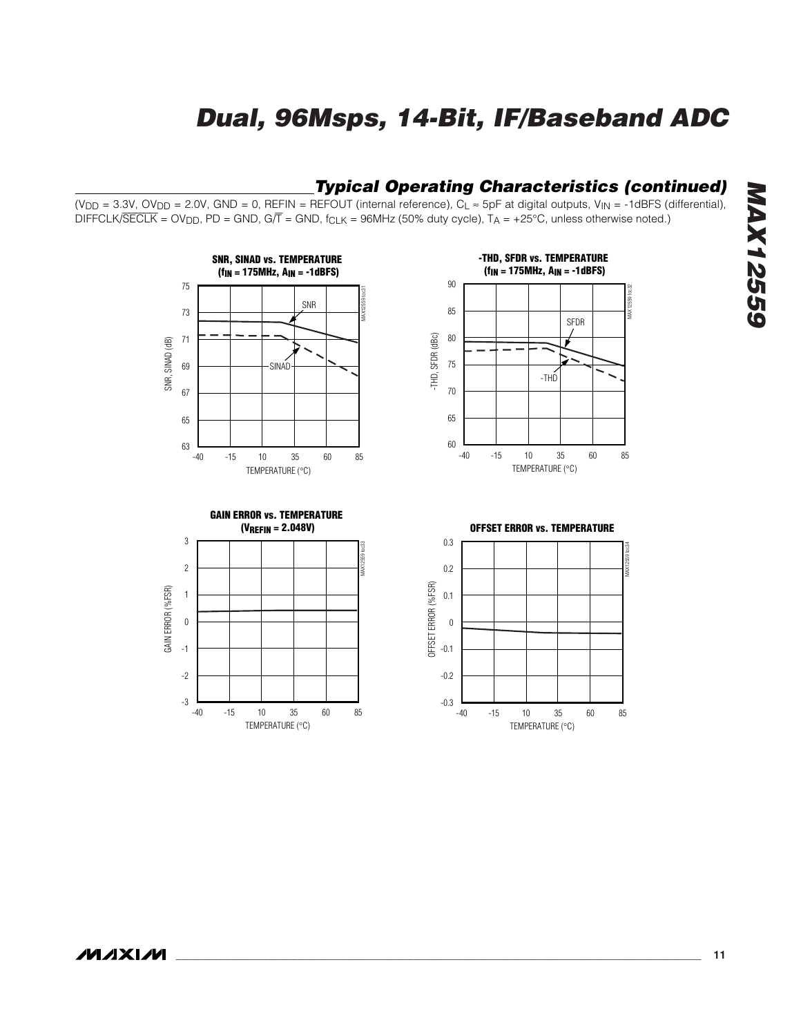## Typical Operating Characteristics (continued)

($V_{DD}$ = 3.3V, $OV_{DD}$ = 2.0V, GND = 0, REFIN = REFOUT (internal reference), $C_L \approx$ 5pF at digital outputs, $V_{IN}$ = -1dBFS (differential), DIFFCLK/$\overline{SECLK}$ = $OV_{DD}$, PD = GND, G/$\overline{T}$ = GND, $f_{CLK}$ = 96MHz (50% duty cycle), $T_A$ = +25°C, unless otherwise noted.)

**SNR, SINAD vs. TEMPERATURE ($f_{IN}$ = 175MHz, $A_{IN}$ = -1dBFS)**

**-THD, SFDR vs. TEMPERATURE ($f_{IN}$ = 175MHz, $A_{IN}$ = -1dBFS)**

**GAIN ERROR vs. TEMPERATURE ($V_{REFIN}$ = 2.048V)**

**OFFSET ERROR vs. TEMPERATURE**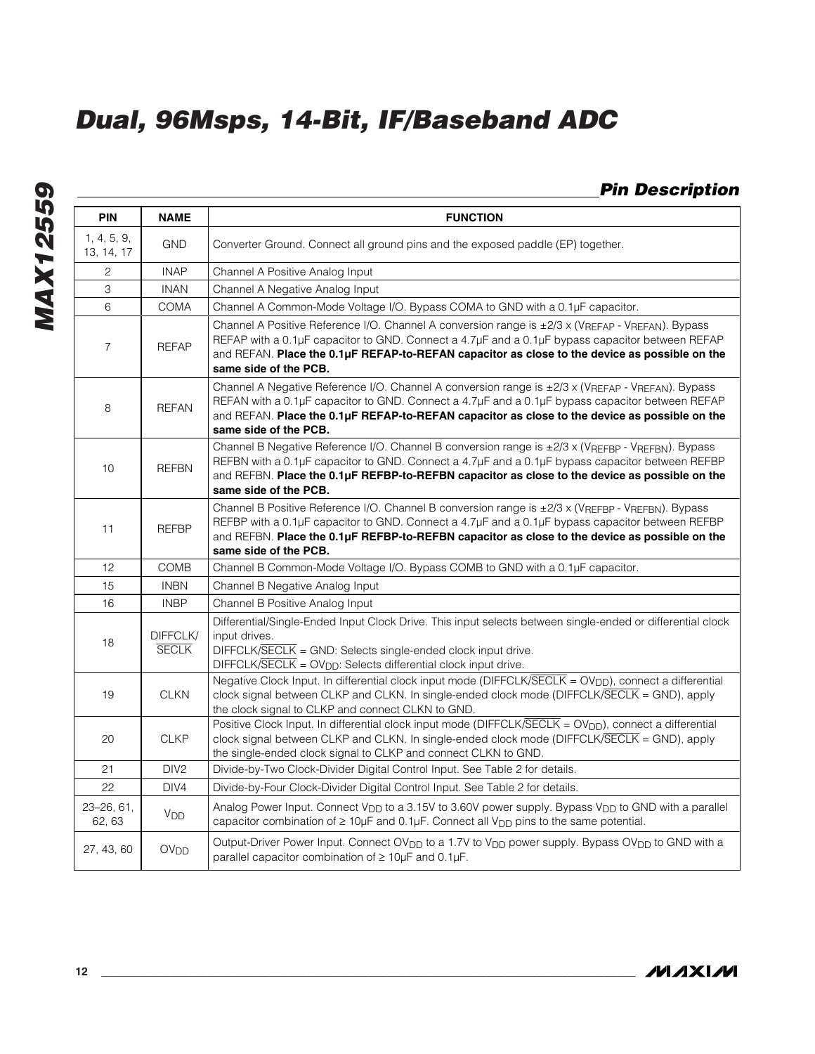## Pin Description

| PIN | NAME | FUNCTION |
|---|---|---|
| 1, 4, 5, 9, 13, 14, 17 | GND | Converter Ground. Connect all ground pins and the exposed paddle (EP) together. |
| 2 | INAP | Channel A Positive Analog Input |
| 3 | INAN | Channel A Negative Analog Input |
| 6 | COMA | Channel A Common-Mode Voltage I/O. Bypass COMA to GND with a 0.1µF capacitor. |
| 7 | REFAP | Channel A Positive Reference I/O. Channel A conversion range is ±2/3 x ($V_{REFAP}$ - $V_{REFAN}$). Bypass REFAP with a 0.1µF capacitor to GND. Connect a 4.7µF and a 0.1µF bypass capacitor between REFAP and REFAN. **Place the 0.1µF REFAP-to-REFAN capacitor as close to the device as possible on the same side of the PCB.** |
| 8 | REFAN | Channel A Negative Reference I/O. Channel A conversion range is ±2/3 x ($V_{REFAP}$ - $V_{REFAN}$). Bypass REFAN with a 0.1µF capacitor to GND. Connect a 4.7µF and a 0.1µF bypass capacitor between REFAP and REFAN. **Place the 0.1µF REFAP-to-REFAN capacitor as close to the device as possible on the same side of the PCB.** |
| 10 | REFBN | Channel B Negative Reference I/O. Channel B conversion range is ±2/3 x ($V_{REFBP}$ - $V_{REFBN}$). Bypass REFBN with a 0.1µF capacitor to GND. Connect a 4.7µF and a 0.1µF bypass capacitor between REFBP and REFBN. **Place the 0.1µF REFBP-to-REFBN capacitor as close to the device as possible on the same side of the PCB.** |
| 11 | REFBP | Channel B Positive Reference I/O. Channel B conversion range is ±2/3 x ($V_{REFBP}$ - $V_{REFBN}$). Bypass REFBP with a 0.1µF capacitor to GND. Connect a 4.7µF and a 0.1µF bypass capacitor between REFBP and REFBN. **Place the 0.1µF REFBP-to-REFBN capacitor as close to the device as possible on the same side of the PCB.** |
| 12 | COMB | Channel B Common-Mode Voltage I/O. Bypass COMB to GND with a 0.1µF capacitor. |
| 15 | INBN | Channel B Negative Analog Input |
| 16 | INBP | Channel B Positive Analog Input |
| 18 | DIFFCLK/$\overline{\text{SECLK}}$ | Differential/Single-Ended Input Clock Drive. This input selects between single-ended or differential clock input drives.<br>DIFFCLK/$\overline{\text{SECLK}}$ = GND: Selects single-ended clock input drive.<br>DIFFCLK/$\overline{\text{SECLK}}$ = $OV_{DD}$: Selects differential clock input drive. |
| 19 | CLKN | Negative Clock Input. In differential clock input mode (DIFFCLK/$\overline{\text{SECLK}}$ = $OV_{DD}$), connect a differential clock signal between CLKP and CLKN. In single-ended clock mode (DIFFCLK/$\overline{\text{SECLK}}$ = GND), apply the clock signal to CLKP and connect CLKN to GND. |
| 20 | CLKP | Positive Clock Input. In differential clock input mode (DIFFCLK/$\overline{\text{SECLK}}$ = $OV_{DD}$), connect a differential clock signal between CLKP and CLKN. In single-ended clock mode (DIFFCLK/$\overline{\text{SECLK}}$ = GND), apply the single-ended clock signal to CLKP and connect CLKN to GND. |
| 21 | DIV2 | Divide-by-Two Clock-Divider Digital Control Input. See Table 2 for details. |
| 22 | DIV4 | Divide-by-Four Clock-Divider Digital Control Input. See Table 2 for details. |
| 23–26, 61, 62, 63 | $V_{DD}$ | Analog Power Input. Connect $V_{DD}$ to a 3.15V to 3.60V power supply. Bypass $V_{DD}$ to GND with a parallel capacitor combination of ≥ 10µF and 0.1µF. Connect all $V_{DD}$ pins to the same potential. |
| 27, 43, 60 | $OV_{DD}$ | Output-Driver Power Input. Connect $OV_{DD}$ to a 1.7V to $V_{DD}$ power supply. Bypass $OV_{DD}$ to GND with a parallel capacitor combination of ≥ 10µF and 0.1µF. |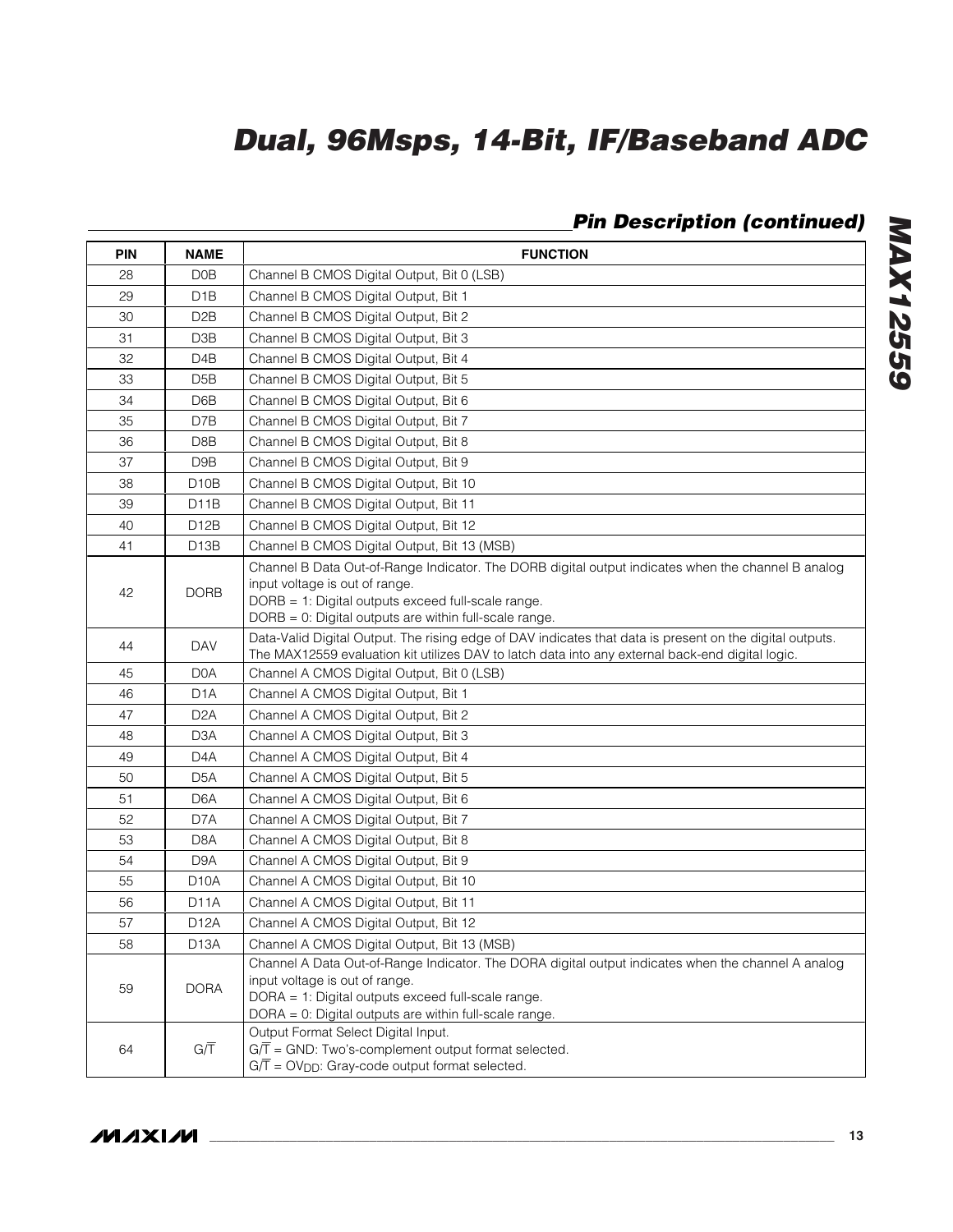## Pin Description (continued)

| PIN | NAME | FUNCTION |
|---|---|---|
| 28 | D0B | Channel B CMOS Digital Output, Bit 0 (LSB) |
| 29 | D1B | Channel B CMOS Digital Output, Bit 1 |
| 30 | D2B | Channel B CMOS Digital Output, Bit 2 |
| 31 | D3B | Channel B CMOS Digital Output, Bit 3 |
| 32 | D4B | Channel B CMOS Digital Output, Bit 4 |
| 33 | D5B | Channel B CMOS Digital Output, Bit 5 |
| 34 | D6B | Channel B CMOS Digital Output, Bit 6 |
| 35 | D7B | Channel B CMOS Digital Output, Bit 7 |
| 36 | D8B | Channel B CMOS Digital Output, Bit 8 |
| 37 | D9B | Channel B CMOS Digital Output, Bit 9 |
| 38 | D10B | Channel B CMOS Digital Output, Bit 10 |
| 39 | D11B | Channel B CMOS Digital Output, Bit 11 |
| 40 | D12B | Channel B CMOS Digital Output, Bit 12 |
| 41 | D13B | Channel B CMOS Digital Output, Bit 13 (MSB) |
| 42 | DORB | Channel B Data Out-of-Range Indicator. The DORB digital output indicates when the channel B analog input voltage is out of range.<br>DORB = 1: Digital outputs exceed full-scale range.<br>DORB = 0: Digital outputs are within full-scale range. |
| 44 | DAV | Data-Valid Digital Output. The rising edge of DAV indicates that data is present on the digital outputs. The MAX12559 evaluation kit utilizes DAV to latch data into any external back-end digital logic. |
| 45 | D0A | Channel A CMOS Digital Output, Bit 0 (LSB) |
| 46 | D1A | Channel A CMOS Digital Output, Bit 1 |
| 47 | D2A | Channel A CMOS Digital Output, Bit 2 |
| 48 | D3A | Channel A CMOS Digital Output, Bit 3 |
| 49 | D4A | Channel A CMOS Digital Output, Bit 4 |
| 50 | D5A | Channel A CMOS Digital Output, Bit 5 |
| 51 | D6A | Channel A CMOS Digital Output, Bit 6 |
| 52 | D7A | Channel A CMOS Digital Output, Bit 7 |
| 53 | D8A | Channel A CMOS Digital Output, Bit 8 |
| 54 | D9A | Channel A CMOS Digital Output, Bit 9 |
| 55 | D10A | Channel A CMOS Digital Output, Bit 10 |
| 56 | D11A | Channel A CMOS Digital Output, Bit 11 |
| 57 | D12A | Channel A CMOS Digital Output, Bit 12 |
| 58 | D13A | Channel A CMOS Digital Output, Bit 13 (MSB) |
| 59 | DORA | Channel A Data Out-of-Range Indicator. The DORA digital output indicates when the channel A analog input voltage is out of range.<br>DORA = 1: Digital outputs exceed full-scale range.<br>DORA = 0: Digital outputs are within full-scale range. |
| 64 | $G/\overline{T}$ | Output Format Select Digital Input.<br>$G/\overline{T}$ = GND: Two's-complement output format selected.<br>$G/\overline{T}$ = $OV_{DD}$: Gray-code output format selected. |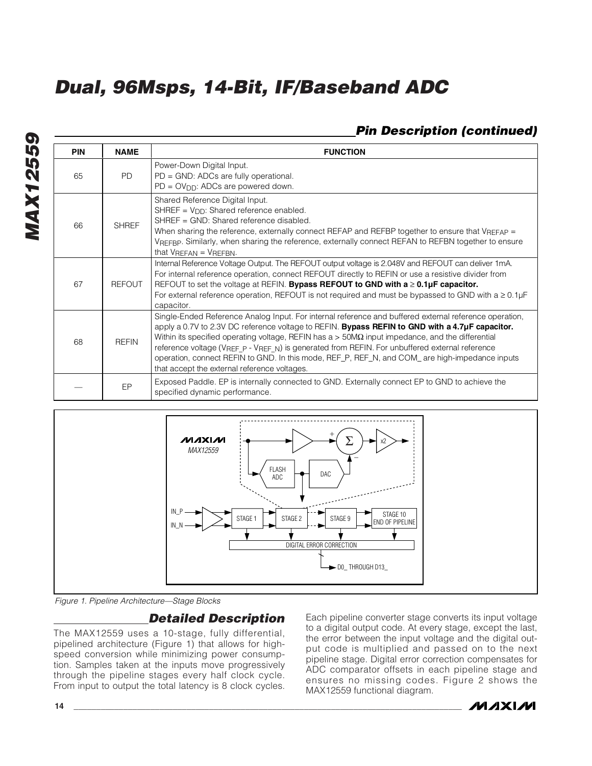## Pin Description (continued)

| PIN | NAME | FUNCTION |
|---|---|---|
| 65 | PD | Power-Down Digital Input.<br>PD = GND: ADCs are fully operational.<br>PD = $OV_{DD}$: ADCs are powered down. |
| 66 | SHREF | Shared Reference Digital Input.<br>SHREF = $V_{DD}$: Shared reference enabled.<br>SHREF = GND: Shared reference disabled.<br>When sharing the reference, externally connect REFAP and REFBP together to ensure that $V_{REFAP}$ = $V_{REFBP}$. Similarly, when sharing the reference, externally connect REFAN to REFBN together to ensure that $V_{REFAN}$ = $V_{REFBN}$. |
| 67 | REFOUT | Internal Reference Voltage Output. The REFOUT output voltage is 2.048V and REFOUT can deliver 1mA. For internal reference operation, connect REFOUT directly to REFIN or use a resistive divider from REFOUT to set the voltage at REFIN. **Bypass REFOUT to GND with a ≥ 0.1µF capacitor.**<br>For external reference operation, REFOUT is not required and must be bypassed to GND with a ≥ 0.1µF capacitor. |
| 68 | REFIN | Single-Ended Reference Analog Input. For internal reference and buffered external reference operation, apply a 0.7V to 2.3V DC reference voltage to REFIN. **Bypass REFIN to GND with a 4.7µF capacitor.** Within its specified operating voltage, REFIN has a > 50MΩ input impedance, and the differential reference voltage ($V_{REF\_P}$ - $V_{REF\_N}$) is generated from REFIN. For unbuffered external reference operation, connect REFIN to GND. In this mode, REF_P, REF_N, and COM_ are high-impedance inputs that accept the external reference voltages. |
| — | EP | Exposed Paddle. EP is internally connected to GND. Externally connect EP to GND to achieve the specified dynamic performance. |

*Figure 1. Pipeline Architecture—Stage Blocks*

## Detailed Description

The MAX12559 uses a 10-stage, fully differential, pipelined architecture (Figure 1) that allows for high-speed conversion while minimizing power consumption. Samples taken at the inputs move progressively through the pipeline stages every half clock cycle. From input to output the total latency is 8 clock cycles.

Each pipeline converter stage converts its input voltage to a digital output code. At every stage, except the last, the error between the input voltage and the digital output code is multiplied and passed on to the next pipeline stage. Digital error correction compensates for ADC comparator offsets in each pipeline stage and ensures no missing codes. Figure 2 shows the MAX12559 functional diagram.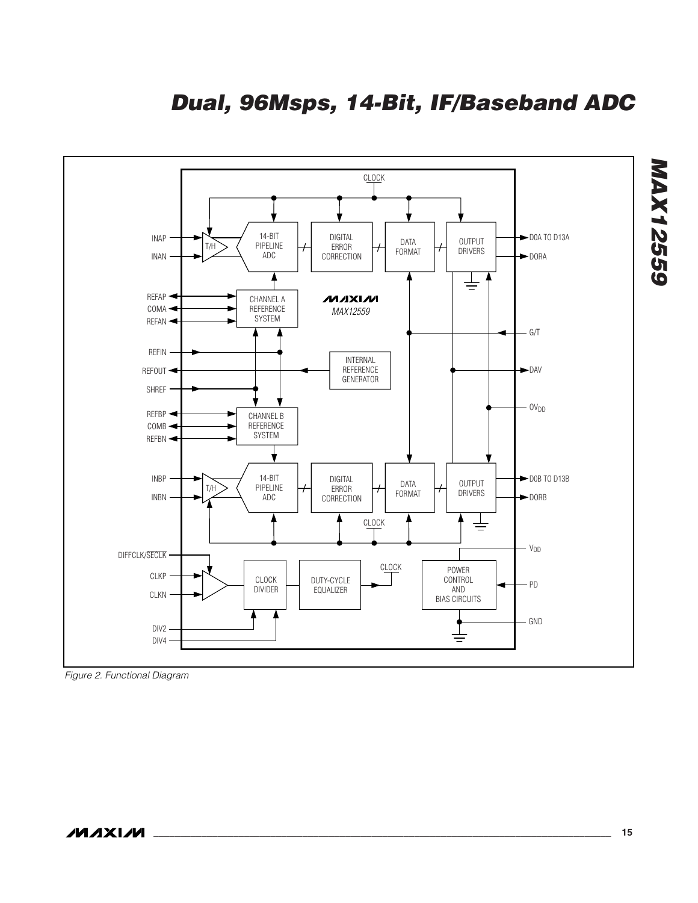Figure 2. Functional Diagram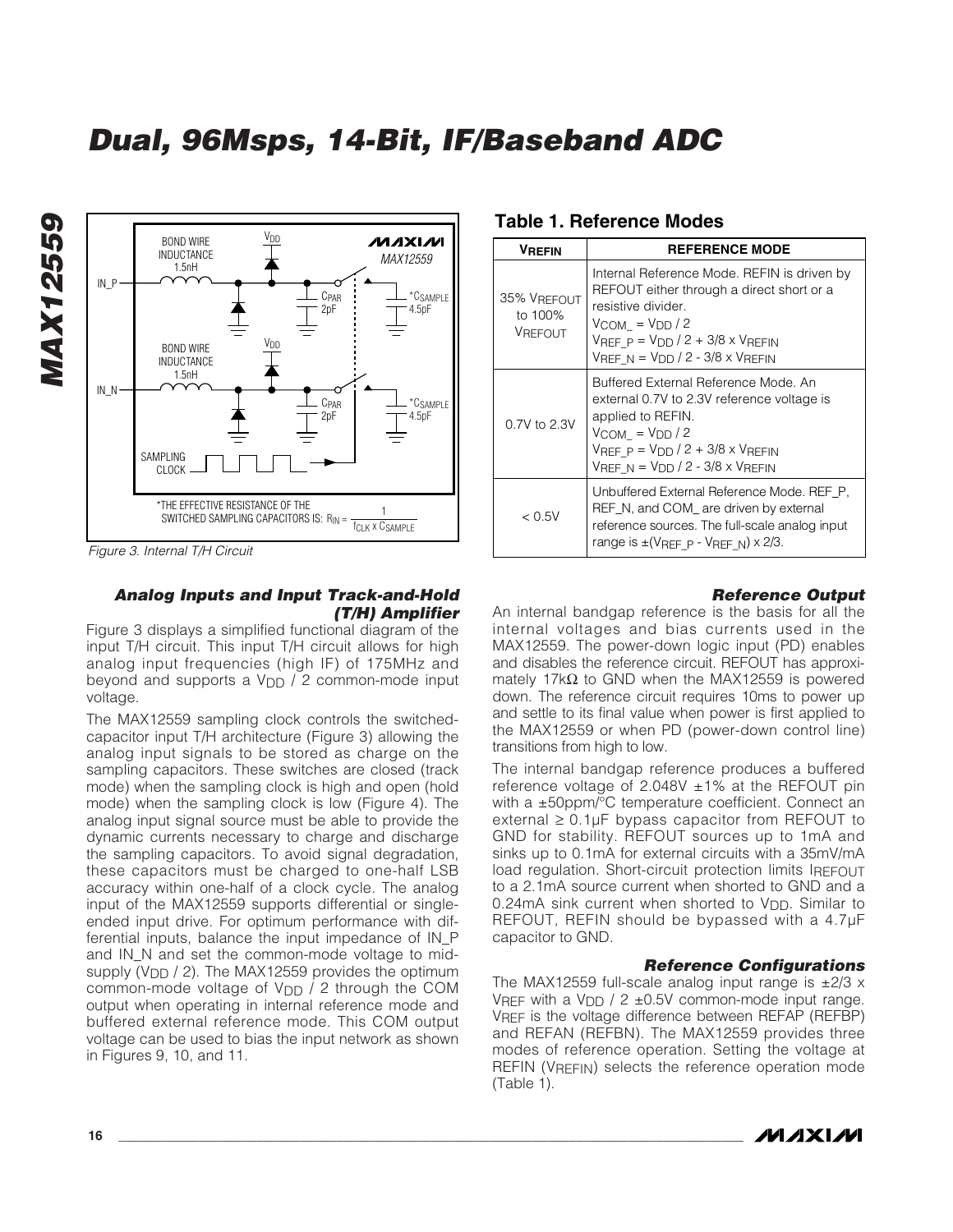Figure 3. Internal T/H Circuit

### Analog Inputs and Input Track-and-Hold (T/H) Amplifier

Figure 3 displays a simplified functional diagram of the input T/H circuit. This input T/H circuit allows for high analog input frequencies (high IF) of 175MHz and beyond and supports a $V_{DD}$ / 2 common-mode input voltage.

The MAX12559 sampling clock controls the switched-capacitor input T/H architecture (Figure 3) allowing the analog input signals to be stored as charge on the sampling capacitors. These switches are closed (track mode) when the sampling clock is high and open (hold mode) when the sampling clock is low (Figure 4). The analog input signal source must be able to provide the dynamic currents necessary to charge and discharge the sampling capacitors. To avoid signal degradation, these capacitors must be charged to one-half LSB accuracy within one-half of a clock cycle. The analog input of the MAX12559 supports differential or single-ended input drive. For optimum performance with differential inputs, balance the input impedance of IN_P and IN_N and set the common-mode voltage to mid-supply ($V_{DD}$ / 2). The MAX12559 provides the optimum common-mode voltage of $V_{DD}$ / 2 through the COM output when operating in internal reference mode and buffered external reference mode. This COM output voltage can be used to bias the input network as shown in Figures 9, 10, and 11.

## Table 1. Reference Modes

| $V_{REFIN}$ | REFERENCE MODE |
|---|---|
| 35% $V_{REFOUT}$ to 100% $V_{REFOUT}$ | Internal Reference Mode. REFIN is driven by REFOUT either through a direct short or a resistive divider. $V_{COM\_} = V_{DD} / 2$ $V_{REF\_P} = V_{DD} / 2 + 3/8 \times V_{REFIN}$ $V_{REF\_N} = V_{DD} / 2 - 3/8 \times V_{REFIN}$ |
| 0.7V to 2.3V | Buffered External Reference Mode. An external 0.7V to 2.3V reference voltage is applied to REFIN. $V_{COM\_} = V_{DD} / 2$ $V_{REF\_P} = V_{DD} / 2 + 3/8 \times V_{REFIN}$ $V_{REF\_N} = V_{DD} / 2 - 3/8 \times V_{REFIN}$ |
| < 0.5V | Unbuffered External Reference Mode. REF_P, REF_N, and COM_ are driven by external reference sources. The full-scale analog input range is $\pm(V_{REF\_P} - V_{REF\_N}) \times 2/3$. |

### Reference Output

An internal bandgap reference is the basis for all the internal voltages and bias currents used in the MAX12559. The power-down logic input (PD) enables and disables the reference circuit. REFOUT has approximately 17kΩ to GND when the MAX12559 is powered down. The reference circuit requires 10ms to power up and settle to its final value when power is first applied to the MAX12559 or when PD (power-down control line) transitions from high to low.

The internal bandgap reference produces a buffered reference voltage of 2.048V ±1% at the REFOUT pin with a ±50ppm/°C temperature coefficient. Connect an external ≥ 0.1µF bypass capacitor from REFOUT to GND for stability. REFOUT sources up to 1mA and sinks up to 0.1mA for external circuits with a 35mV/mA load regulation. Short-circuit protection limits $I_{REFOUT}$ to a 2.1mA source current when shorted to GND and a 0.24mA sink current when shorted to $V_{DD}$. Similar to REFOUT, REFIN should be bypassed with a 4.7µF capacitor to GND.

### Reference Configurations

The MAX12559 full-scale analog input range is ±2/3 x $V_{REF}$ with a $V_{DD}$ / 2 ±0.5V common-mode input range. $V_{REF}$ is the voltage difference between REFAP (REFBP) and REFAN (REFBN). The MAX12559 provides three modes of reference operation. Setting the voltage at REFIN ($V_{REFIN}$) selects the reference operation mode (Table 1).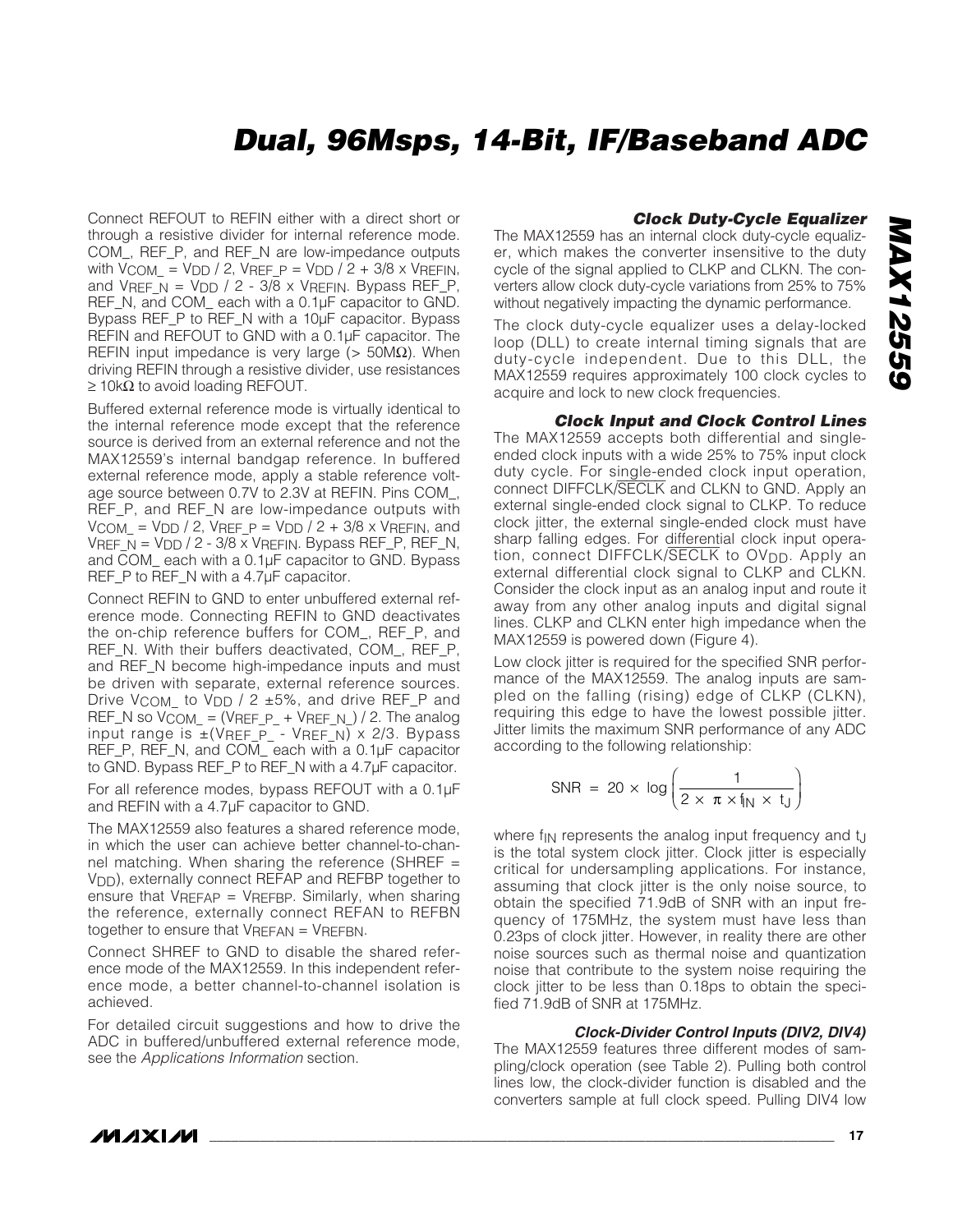Connect REFOUT to REFIN either with a direct short or through a resistive divider for internal reference mode. COM_, REF_P, and REF_N are low-impedance outputs with $V_{COM\_} = V_{DD} / 2$, $V_{REF\_P} = V_{DD} / 2 + 3/8 \times V_{REFIN}$, and $V_{REF\_N} = V_{DD} / 2 - 3/8 \times V_{REFIN}$. Bypass REF_P, REF_N, and COM_ each with a 0.1µF capacitor to GND. Bypass REF_P to REF_N with a 10µF capacitor. Bypass REFIN and REFOUT to GND with a 0.1µF capacitor. The REFIN input impedance is very large (> 50MΩ). When driving REFIN through a resistive divider, use resistances ≥ 10kΩ to avoid loading REFOUT.

Buffered external reference mode is virtually identical to the internal reference mode except that the reference source is derived from an external reference and not the MAX12559's internal bandgap reference. In buffered external reference mode, apply a stable reference voltage source between 0.7V to 2.3V at REFIN. Pins COM_, REF_P, and REF_N are low-impedance outputs with $V_{COM\_} = V_{DD} / 2$, $V_{REF\_P} = V_{DD} / 2 + 3/8 \times V_{REFIN}$, and $V_{REF\_N} = V_{DD} / 2 - 3/8 \times V_{REFIN}$. Bypass REF_P, REF_N, and COM_ each with a 0.1µF capacitor to GND. Bypass REF_P to REF_N with a 4.7µF capacitor.

Connect REFIN to GND to enter unbuffered external reference mode. Connecting REFIN to GND deactivates the on-chip reference buffers for COM_, REF_P, and REF_N. With their buffers deactivated, COM_, REF_P, and REF_N become high-impedance inputs and must be driven with separate, external reference sources. Drive $V_{COM\_}$ to $V_{DD} / 2 \pm 5\%$, and drive REF_P and REF_N so $V_{COM\_} = (V_{REF\_P} + V_{REF\_N}) / 2$. The analog input range is $\pm(V_{REF\_P} - V_{REF\_N}) \times 2/3$. Bypass REF_P, REF_N, and COM_ each with a 0.1µF capacitor to GND. Bypass REF_P to REF_N with a 4.7µF capacitor.

For all reference modes, bypass REFOUT with a 0.1µF and REFIN with a 4.7µF capacitor to GND.

The MAX12559 also features a shared reference mode, in which the user can achieve better channel-to-channel matching. When sharing the reference (SHREF = $V_{DD}$), externally connect REFAP and REFBP together to ensure that $V_{REFAP} = V_{REFBP}$. Similarly, when sharing the reference, externally connect REFAN to REFBN together to ensure that $V_{REFAN} = V_{REFBN}$.

Connect SHREF to GND to disable the shared reference mode of the MAX12559. In this independent reference mode, a better channel-to-channel isolation is achieved.

For detailed circuit suggestions and how to drive the ADC in buffered/unbuffered external reference mode, see the *Applications Information* section.

### Clock Duty-Cycle Equalizer

The MAX12559 has an internal clock duty-cycle equalizer, which makes the converter insensitive to the duty cycle of the signal applied to CLKP and CLKN. The converters allow clock duty-cycle variations from 25% to 75% without negatively impacting the dynamic performance.

The clock duty-cycle equalizer uses a delay-locked loop (DLL) to create internal timing signals that are duty-cycle independent. Due to this DLL, the MAX12559 requires approximately 100 clock cycles to acquire and lock to new clock frequencies.

### Clock Input and Clock Control Lines

The MAX12559 accepts both differential and single-ended clock inputs with a wide 25% to 75% input clock duty cycle. For single-ended clock input operation, connect DIFFCLK/$\overline{\text{SECLK}}$ and CLKN to GND. Apply an external single-ended clock signal to CLKP. To reduce clock jitter, the external single-ended clock must have sharp falling edges. For differential clock input operation, connect DIFFCLK/$\overline{\text{SECLK}}$ to $OV_{DD}$. Apply an external differential clock signal to CLKP and CLKN. Consider the clock input as an analog input and route it away from any other analog inputs and digital signal lines. CLKP and CLKN enter high impedance when the MAX12559 is powered down (Figure 4).

Low clock jitter is required for the specified SNR performance of the MAX12559. The analog inputs are sampled on the falling (rising) edge of CLKP (CLKN), requiring this edge to have the lowest possible jitter. Jitter limits the maximum SNR performance of any ADC according to the following relationship:

$$\text{SNR} = 20 \times \log\left(\frac{1}{2 \times \pi \times f_{IN} \times t_J}\right)$$

where $f_{IN}$ represents the analog input frequency and $t_J$ is the total system clock jitter. Clock jitter is especially critical for undersampling applications. For instance, assuming that clock jitter is the only noise source, to obtain the specified 71.9dB of SNR with an input frequency of 175MHz, the system must have less than 0.23ps of clock jitter. However, in reality there are other noise sources such as thermal noise and quantization noise that contribute to the system noise requiring the clock jitter to be less than 0.18ps to obtain the specified 71.9dB of SNR at 175MHz.

#### Clock-Divider Control Inputs (DIV2, DIV4)

The MAX12559 features three different modes of sampling/clock operation (see Table 2). Pulling both control lines low, the clock-divider function is disabled and the converters sample at full clock speed. Pulling DIV4 low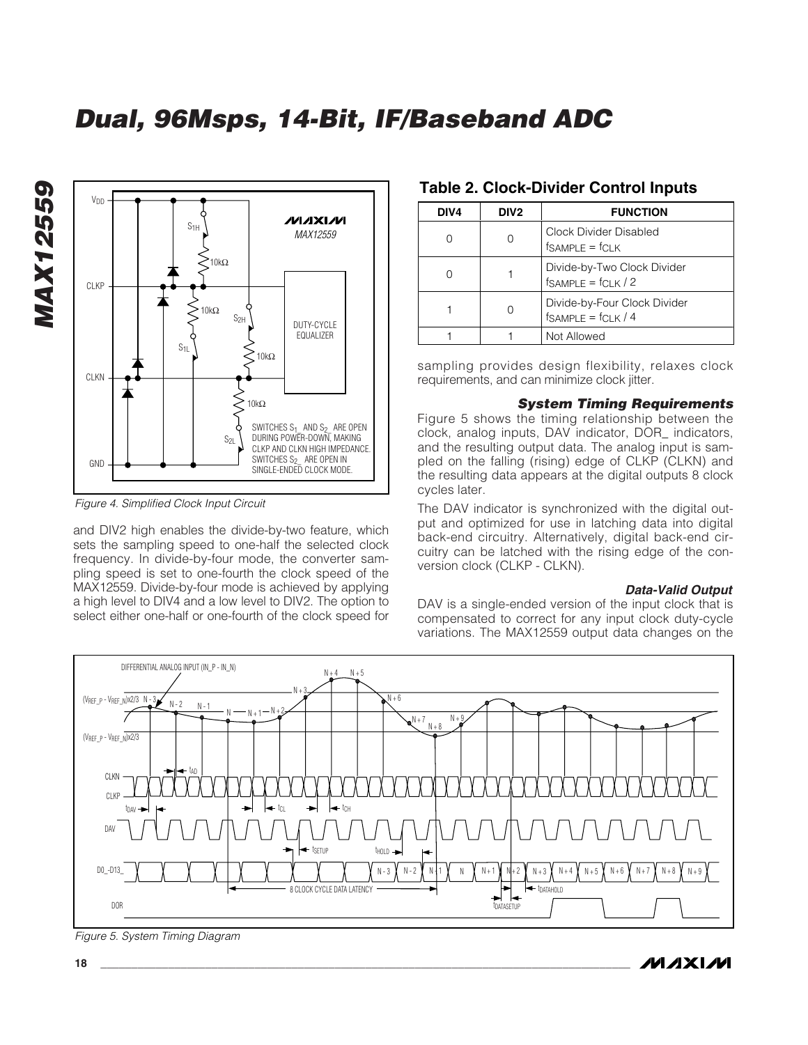Figure 4. Simplified Clock Input Circuit

and DIV2 high enables the divide-by-two feature, which sets the sampling speed to one-half the selected clock frequency. In divide-by-four mode, the converter sampling speed is set to one-fourth the clock speed of the MAX12559. Divide-by-four mode is achieved by applying a high level to DIV4 and a low level to DIV2. The option to select either one-half or one-fourth of the clock speed for sampling provides design flexibility, relaxes clock requirements, and can minimize clock jitter.

### Table 2. Clock-Divider Control Inputs

| DIV4 | DIV2 | FUNCTION |
|---|---|---|
| 0 | 0 | Clock Divider Disabled $f_{SAMPLE} = f_{CLK}$ |
| 0 | 1 | Divide-by-Two Clock Divider $f_{SAMPLE} = f_{CLK} / 2$ |
| 1 | 0 | Divide-by-Four Clock Divider $f_{SAMPLE} = f_{CLK} / 4$ |
| 1 | 1 | Not Allowed |

### System Timing Requirements

Figure 5 shows the timing relationship between the clock, analog inputs, DAV indicator, DOR_ indicators, and the resulting output data. The analog input is sampled on the falling (rising) edge of CLKP (CLKN) and the resulting data appears at the digital outputs 8 clock cycles later.

The DAV indicator is synchronized with the digital output and optimized for use in latching data into digital back-end circuitry. Alternatively, digital back-end circuitry can be latched with the rising edge of the conversion clock (CLKP - CLKN).

#### Data-Valid Output

DAV is a single-ended version of the input clock that is compensated to correct for any input clock duty-cycle variations. The MAX12559 output data changes on the

Figure 5. System Timing Diagram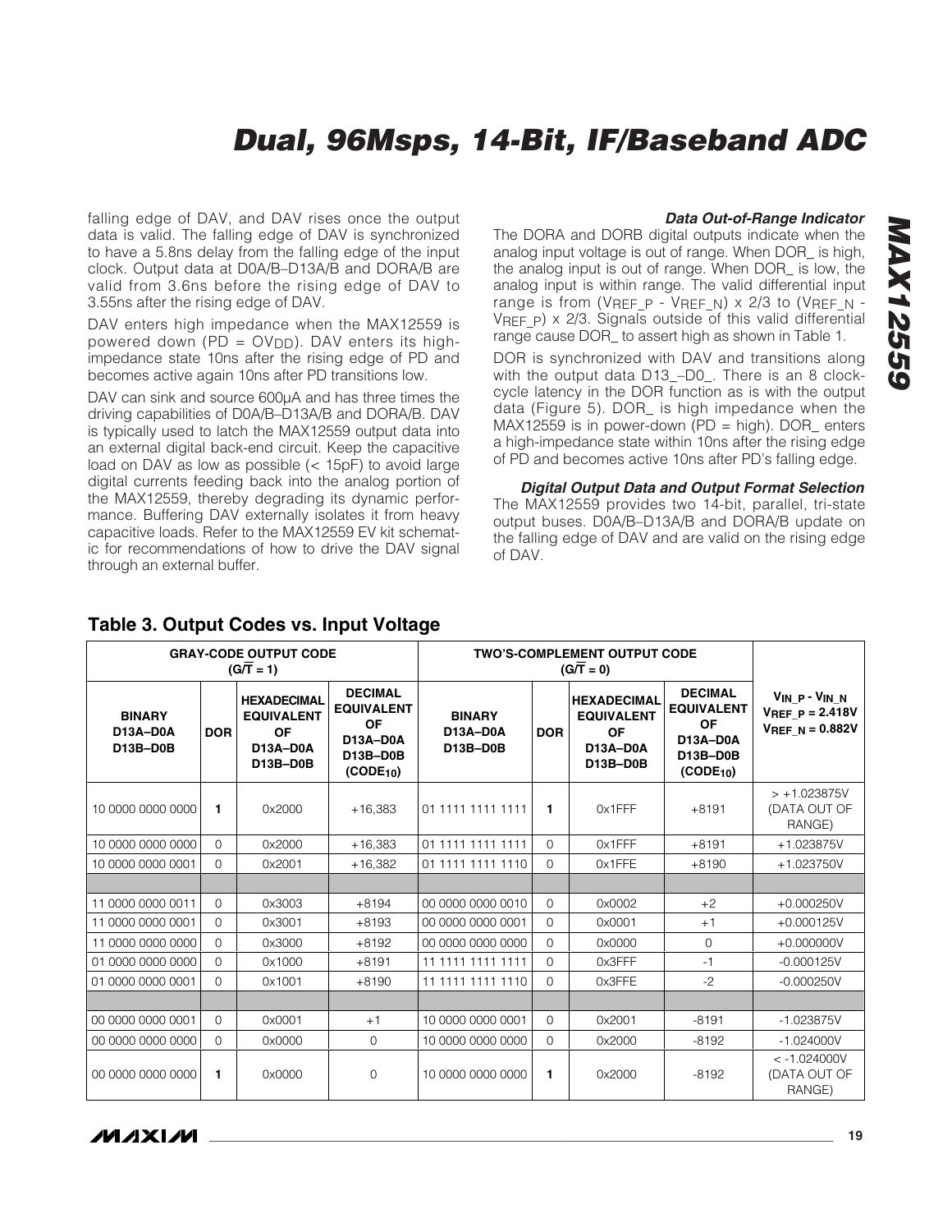falling edge of DAV, and DAV rises once the output data is valid. The falling edge of DAV is synchronized to have a 5.8ns delay from the falling edge of the input clock. Output data at D0A/B–D13A/B and DORA/B are valid from 3.6ns before the rising edge of DAV to 3.55ns after the rising edge of DAV.

DAV enters high impedance when the MAX12559 is powered down (PD = $OV_{DD}$). DAV enters its high-impedance state 10ns after the rising edge of PD and becomes active again 10ns after PD transitions low.

DAV can sink and source 600µA and has three times the driving capabilities of D0A/B–D13A/B and DORA/B. DAV is typically used to latch the MAX12559 output data into an external digital back-end circuit. Keep the capacitive load on DAV as low as possible (< 15pF) to avoid large digital currents feeding back into the analog portion of the MAX12559, thereby degrading its dynamic performance. Buffering DAV externally isolates it from heavy capacitive loads. Refer to the MAX12559 EV kit schematic for recommendations of how to drive the DAV signal through an external buffer.

### *Data Out-of-Range Indicator*

The DORA and DORB digital outputs indicate when the analog input voltage is out of range. When DOR_ is high, the analog input is out of range. When DOR_ is low, the analog input is within range. The valid differential input range is from ($V_{REF\_P}$ - $V_{REF\_N}$) x 2/3 to ($V_{REF\_N}$ - $V_{REF\_P}$) x 2/3. Signals outside of this valid differential range cause DOR_ to assert high as shown in Table 1.

DOR is synchronized with DAV and transitions along with the output data D13_–D0_. There is an 8 clock-cycle latency in the DOR function as is with the output data (Figure 5). DOR_ is high impedance when the MAX12559 is in power-down (PD = high). DOR_ enters a high-impedance state within 10ns after the rising edge of PD and becomes active 10ns after PD's falling edge.

### *Digital Output Data and Output Format Selection*

The MAX12559 provides two 14-bit, parallel, tri-state output buses. D0A/B–D13A/B and DORA/B update on the falling edge of DAV and are valid on the rising edge of DAV.

## Table 3. Output Codes vs. Input Voltage

| GRAY-CODE OUTPUT CODE ($G/\overline{T}$ = 1) | | | | TWO'S-COMPLEMENT OUTPUT CODE ($G/\overline{T}$ = 0) | | | | |
|---|---|---|---|---|---|---|---|---|
| BINARY D13A–D0A D13B–D0B | DOR | HEXADECIMAL EQUIVALENT OF D13A–D0A D13B–D0B | DECIMAL EQUIVALENT OF D13A–D0A D13B–D0B ($CODE_{10}$) | BINARY D13A–D0A D13B–D0B | DOR | HEXADECIMAL EQUIVALENT OF D13A–D0A D13B–D0B | DECIMAL EQUIVALENT OF D13A–D0A D13B–D0B ($CODE_{10}$) | $V_{IN\_P}$ - $V_{IN\_N}$ $V_{REF\_P}$ = 2.418V $V_{REF\_N}$ = 0.882V |
| 10 0000 0000 0000 | **1** | 0x2000 | +16,383 | 01 1111 1111 1111 | **1** | 0x1FFF | +8191 | > +1.023875V (DATA OUT OF RANGE) |
| 10 0000 0000 0000 | 0 | 0x2000 | +16,383 | 01 1111 1111 1111 | 0 | 0x1FFF | +8191 | +1.023875V |
| 10 0000 0000 0001 | 0 | 0x2001 | +16,382 | 01 1111 1111 1110 | 0 | 0x1FFE | +8190 | +1.023750V |
| | | | | | | | | |
| 11 0000 0000 0011 | 0 | 0x3003 | +8194 | 00 0000 0000 0010 | 0 | 0x0002 | +2 | +0.000250V |
| 11 0000 0000 0001 | 0 | 0x3001 | +8193 | 00 0000 0000 0001 | 0 | 0x0001 | +1 | +0.000125V |
| 11 0000 0000 0000 | 0 | 0x3000 | +8192 | 00 0000 0000 0000 | 0 | 0x0000 | 0 | +0.000000V |
| 01 0000 0000 0000 | 0 | 0x1000 | +8191 | 11 1111 1111 1111 | 0 | 0x3FFF | -1 | -0.000125V |
| 01 0000 0000 0001 | 0 | 0x1001 | +8190 | 11 1111 1111 1110 | 0 | 0x3FFE | -2 | -0.000250V |
| | | | | | | | | |
| 00 0000 0000 0001 | 0 | 0x0001 | +1 | 10 0000 0000 0001 | 0 | 0x2001 | -8191 | -1.023875V |
| 00 0000 0000 0000 | 0 | 0x0000 | 0 | 10 0000 0000 0000 | 0 | 0x2000 | -8192 | -1.024000V |
| 00 0000 0000 0000 | **1** | 0x0000 | 0 | 10 0000 0000 0000 | **1** | 0x2000 | -8192 | < -1.024000V (DATA OUT OF RANGE) |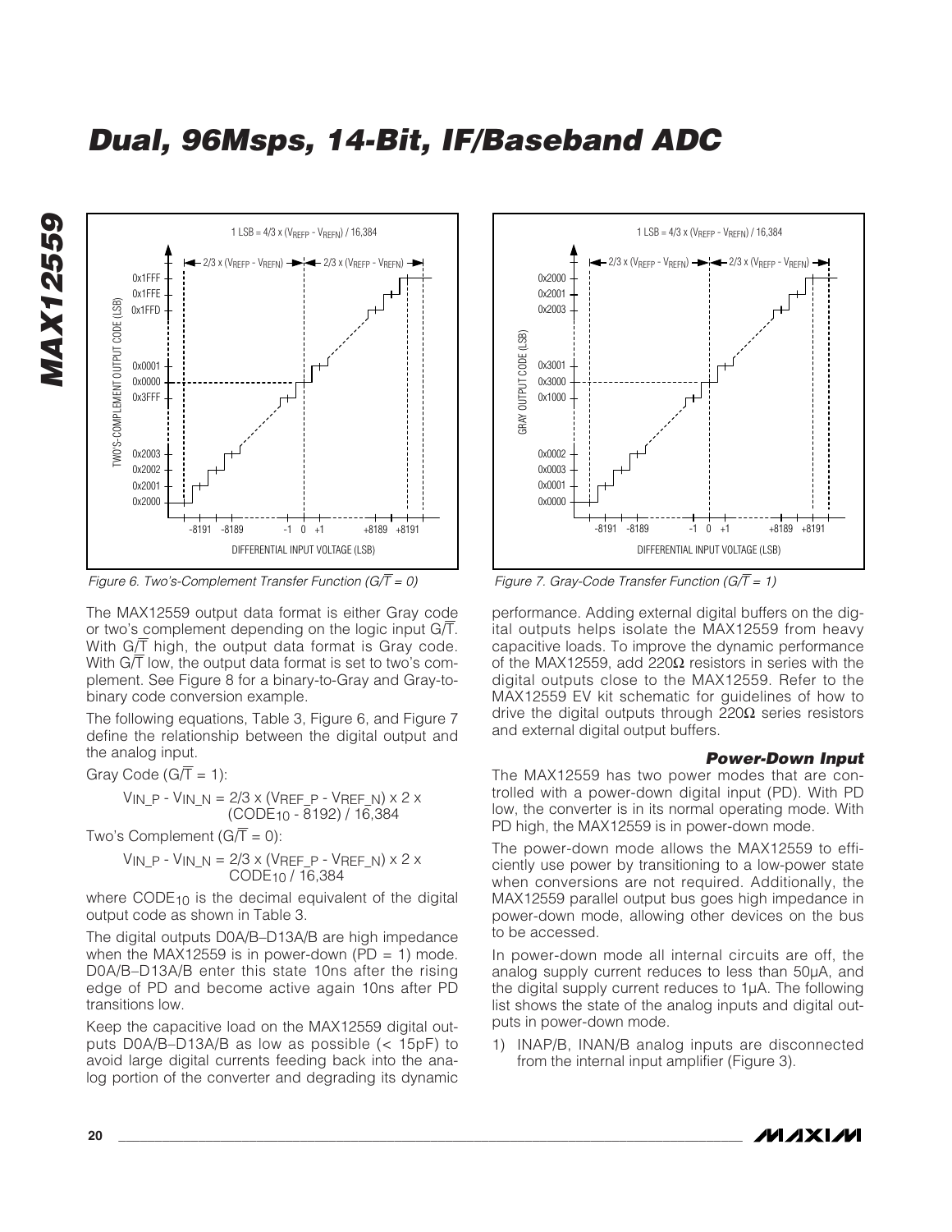Figure 6. Two's-Complement Transfer Function ($G/\overline{T} = 0$)

Figure 7. Gray-Code Transfer Function ($G/\overline{T} = 1$)

The MAX12559 output data format is either Gray code or two's complement depending on the logic input $G/\overline{T}$. With $G/\overline{T}$ high, the output data format is Gray code. With $G/\overline{T}$ low, the output data format is set to two's complement. See Figure 8 for a binary-to-Gray and Gray-to-binary code conversion example.

The following equations, Table 3, Figure 6, and Figure 7 define the relationship between the digital output and the analog input.

Gray Code ($G/\overline{T} = 1$):

$$V_{IN\_P} - V_{IN\_N} = 2/3 \times (V_{REF\_P} - V_{REF\_N}) \times 2 \times (CODE_{10} - 8192) / 16,384$$

Two's Complement ($G/\overline{T} = 0$):

$$V_{IN\_P} - V_{IN\_N} = 2/3 \times (V_{REF\_P} - V_{REF\_N}) \times 2 \times CODE_{10} / 16,384$$

where $CODE_{10}$ is the decimal equivalent of the digital output code as shown in Table 3.

The digital outputs D0A/B–D13A/B are high impedance when the MAX12559 is in power-down (PD = 1) mode. D0A/B–D13A/B enter this state 10ns after the rising edge of PD and become active again 10ns after PD transitions low.

Keep the capacitive load on the MAX12559 digital outputs D0A/B–D13A/B as low as possible (< 15pF) to avoid large digital currents feeding back into the analog portion of the converter and degrading its dynamic performance. Adding external digital buffers on the digital outputs helps isolate the MAX12559 from heavy capacitive loads. To improve the dynamic performance of the MAX12559, add 220Ω resistors in series with the digital outputs close to the MAX12559. Refer to the MAX12559 EV kit schematic for guidelines of how to drive the digital outputs through 220Ω series resistors and external digital output buffers.

### Power-Down Input

The MAX12559 has two power modes that are controlled with a power-down digital input (PD). With PD low, the converter is in its normal operating mode. With PD high, the MAX12559 is in power-down mode.

The power-down mode allows the MAX12559 to efficiently use power by transitioning to a low-power state when conversions are not required. Additionally, the MAX12559 parallel output bus goes high impedance in power-down mode, allowing other devices on the bus to be accessed.

In power-down mode all internal circuits are off, the analog supply current reduces to less than 50µA, and the digital supply current reduces to 1µA. The following list shows the state of the analog inputs and digital outputs in power-down mode.

1) INAP/B, INAN/B analog inputs are disconnected from the internal input amplifier (Figure 3).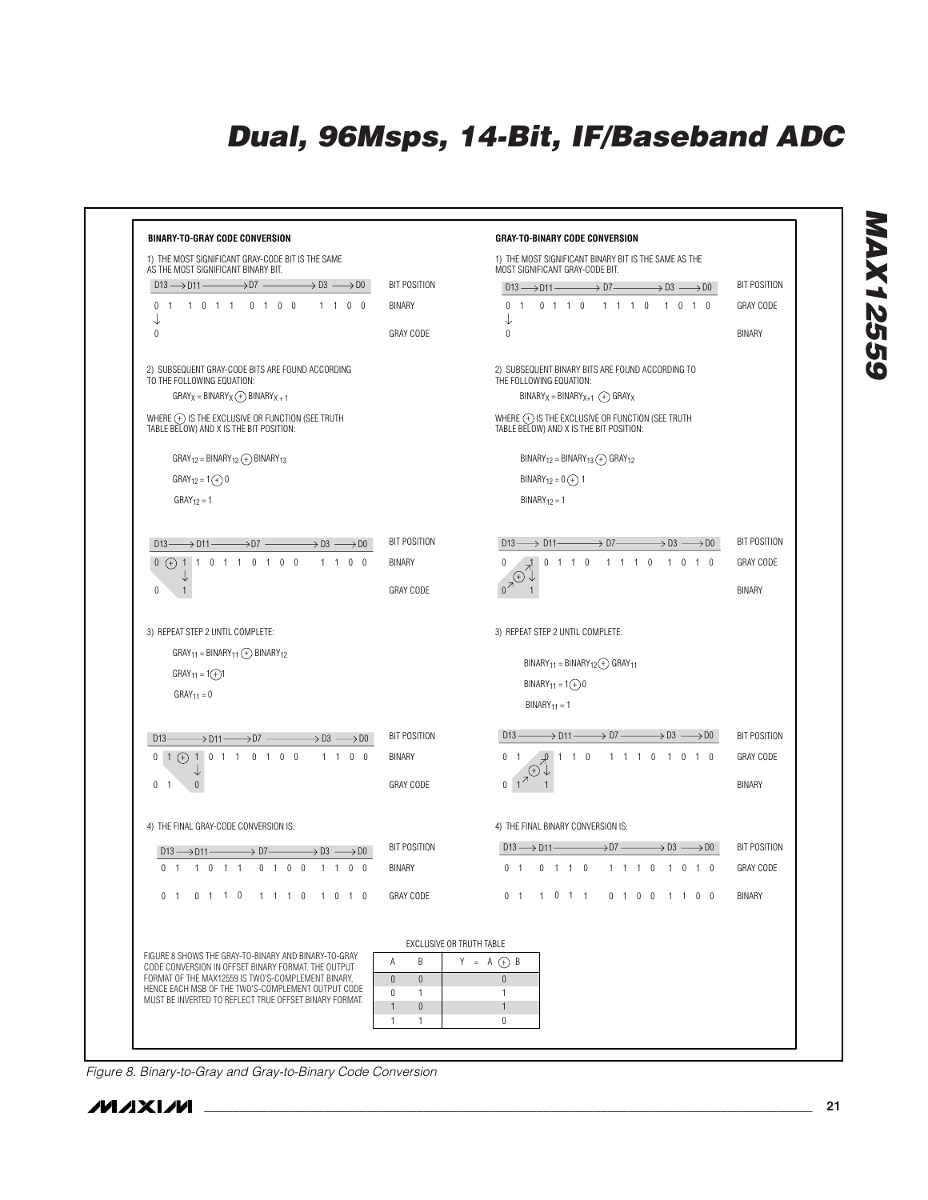## BINARY-TO-GRAY CODE CONVERSION

1) THE MOST SIGNIFICANT GRAY-CODE BIT IS THE SAME AS THE MOST SIGNIFICANT BINARY BIT.

```
D13 → D11 ——→ D7 ——→ D3 → D0        BIT POSITION
0 1   1 0 1 1   0 1 0 0   1 1 0 0    BINARY
↓
0                                    GRAY CODE
```

2) SUBSEQUENT GRAY-CODE BITS ARE FOUND ACCORDING TO THE FOLLOWING EQUATION:

$GRAY_X = BINARY_X \oplus BINARY_{X+1}$

WHERE $\oplus$ IS THE EXCLUSIVE OR FUNCTION (SEE TRUTH TABLE BELOW) AND X IS THE BIT POSITION:

$GRAY_{12} = BINARY_{12} \oplus BINARY_{13}$

$GRAY_{12} = 1 \oplus 0$

$GRAY_{12} = 1$

```
D13 → D11 ——→ D7 ——→ D3 → D0        BIT POSITION
0 (+) 1   1 0 1 1   0 1 0 0   1 1 0 0    BINARY
      ↓
0     1                              GRAY CODE
```

3) REPEAT STEP 2 UNTIL COMPLETE:

$GRAY_{11} = BINARY_{11} \oplus BINARY_{12}$

$GRAY_{11} = 1 \oplus 1$

$GRAY_{11} = 0$

```
D13 ——→ D11 ——→ D7 ——→ D3 → D0      BIT POSITION
0 1 (+) 1   0 1 1   0 1 0 0   1 1 0 0    BINARY
        ↓
0 1     0                            GRAY CODE
```

4) THE FINAL GRAY-CODE CONVERSION IS:

```
D13 → D11 ——→ D7 ——→ D3 → D0        BIT POSITION
0 1   1 0 1 1   0 1 0 0   1 1 0 0    BINARY
0 1   0 1 1 0   1 1 1 0   1 0 1 0    GRAY CODE
```

## GRAY-TO-BINARY CODE CONVERSION

1) THE MOST SIGNIFICANT BINARY BIT IS THE SAME AS THE MOST SIGNIFICANT GRAY-CODE BIT.

```
D13 → D11 ——→ D7 ——→ D3 → D0        BIT POSITION
0 1   0 1 1 0   1 1 1 0   1 0 1 0    GRAY CODE
↓
0                                    BINARY
```

2) SUBSEQUENT BINARY BITS ARE FOUND ACCORDING TO THE FOLLOWING EQUATION:

$BINARY_X = BINARY_{X+1} \oplus GRAY_X$

WHERE $\oplus$ IS THE EXCLUSIVE OR FUNCTION (SEE TRUTH TABLE BELOW) AND X IS THE BIT POSITION:

$BINARY_{12} = BINARY_{13} \oplus GRAY_{12}$

$BINARY_{12} = 0 \oplus 1$

$BINARY_{12} = 1$

```
D13 → D11 ——→ D7 ——→ D3 → D0        BIT POSITION
0   1   0 1 1 0   1 1 1 0   1 0 1 0    GRAY CODE
  (+) ↓
0   1                                  BINARY
```

3) REPEAT STEP 2 UNTIL COMPLETE:

$BINARY_{11} = BINARY_{12} \oplus GRAY_{11}$

$BINARY_{11} = 1 \oplus 0$

$BINARY_{11} = 1$

```
D13 ——→ D11 ——→ D7 ——→ D3 → D0      BIT POSITION
0 1   0 1 1 0   1 1 1 0   1 0 1 0    GRAY CODE
    (+) ↓
0 1   1                              BINARY
```

4) THE FINAL BINARY CONVERSION IS:

```
D13 → D11 ——→ D7 ——→ D3 → D0        BIT POSITION
0 1   0 1 1 0   1 1 1 0   1 0 1 0    GRAY CODE
0 1   1 0 1 1   0 1 0 0   1 1 0 0    BINARY
```

FIGURE 8 SHOWS THE GRAY-TO-BINARY AND BINARY-TO-GRAY CODE CONVERSION IN OFFSET BINARY FORMAT. THE OUTPUT FORMAT OF THE MAX12559 IS TWO'S-COMPLEMENT BINARY, HENCE EACH MSB OF THE TWO'S-COMPLEMENT OUTPUT CODE MUST BE INVERTED TO REFLECT TRUE OFFSET BINARY FORMAT.

EXCLUSIVE OR TRUTH TABLE

| A | B | $Y = A \oplus B$ |
|---|---|---|
| 0 | 0 | 0 |
| 0 | 1 | 1 |
| 1 | 0 | 1 |
| 1 | 1 | 0 |

*Figure 8. Binary-to-Gray and Gray-to-Binary Code Conversion*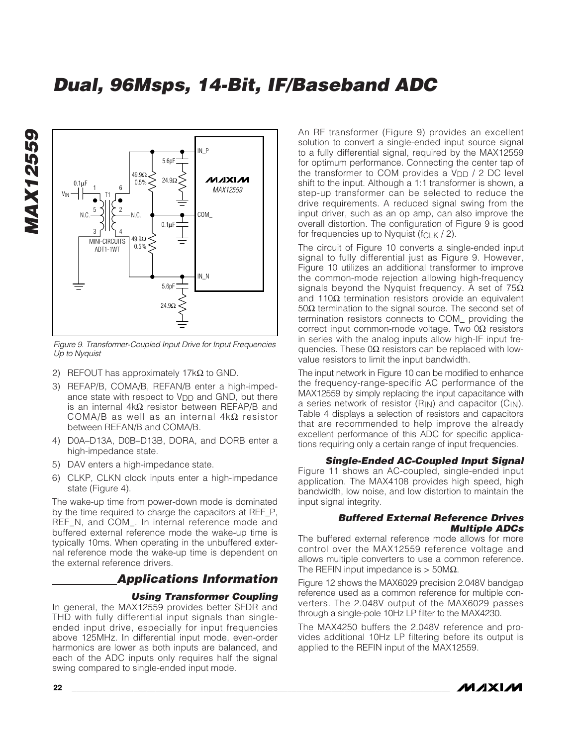Figure 9. Transformer-Coupled Input Drive for Input Frequencies Up to Nyquist

2) REFOUT has approximately 17kΩ to GND.
3) REFAP/B, COMA/B, REFAN/B enter a high-impedance state with respect to $V_{DD}$ and GND, but there is an internal 4kΩ resistor between REFAP/B and COMA/B as well as an internal 4kΩ resistor between REFAN/B and COMA/B.
4) D0A–D13A, D0B–D13B, DORA, and DORB enter a high-impedance state.
5) DAV enters a high-impedance state.
6) CLKP, CLKN clock inputs enter a high-impedance state (Figure 4).

The wake-up time from power-down mode is dominated by the time required to charge the capacitors at REF_P, REF_N, and COM_. In internal reference mode and buffered external reference mode the wake-up time is typically 10ms. When operating in the unbuffered external reference mode the wake-up time is dependent on the external reference drivers.

## Applications Information

### Using Transformer Coupling

In general, the MAX12559 provides better SFDR and THD with fully differential input signals than single-ended input drive, especially for input frequencies above 125MHz. In differential input mode, even-order harmonics are lower as both inputs are balanced, and each of the ADC inputs only requires half the signal swing compared to single-ended input mode.

An RF transformer (Figure 9) provides an excellent solution to convert a single-ended input source signal to a fully differential signal, required by the MAX12559 for optimum performance. Connecting the center tap of the transformer to COM provides a $V_{DD}$ / 2 DC level shift to the input. Although a 1:1 transformer is shown, a step-up transformer can be selected to reduce the drive requirements. A reduced signal swing from the input driver, such as an op amp, can also improve the overall distortion. The configuration of Figure 9 is good for frequencies up to Nyquist ($f_{CLK}$ / 2).

The circuit of Figure 10 converts a single-ended input signal to fully differential just as Figure 9. However, Figure 10 utilizes an additional transformer to improve the common-mode rejection allowing high-frequency signals beyond the Nyquist frequency. A set of 75Ω and 110Ω termination resistors provide an equivalent 50Ω termination to the signal source. The second set of termination resistors connects to COM_ providing the correct input common-mode voltage. Two 0Ω resistors in series with the analog inputs allow high-IF input frequencies. These 0Ω resistors can be replaced with low-value resistors to limit the input bandwidth.

The input network in Figure 10 can be modified to enhance the frequency-range-specific AC performance of the MAX12559 by simply replacing the input capacitance with a series network of resistor ($R_{IN}$) and capacitor ($C_{IN}$). Table 4 displays a selection of resistors and capacitors that are recommended to help improve the already excellent performance of this ADC for specific applications requiring only a certain range of input frequencies.

### Single-Ended AC-Coupled Input Signal

Figure 11 shows an AC-coupled, single-ended input application. The MAX4108 provides high speed, high bandwidth, low noise, and low distortion to maintain the input signal integrity.

### Buffered External Reference Drives Multiple ADCs

The buffered external reference mode allows for more control over the MAX12559 reference voltage and allows multiple converters to use a common reference. The REFIN input impedance is > 50MΩ.

Figure 12 shows the MAX6029 precision 2.048V bandgap reference used as a common reference for multiple converters. The 2.048V output of the MAX6029 passes through a single-pole 10Hz LP filter to the MAX4230.

The MAX4250 buffers the 2.048V reference and provides additional 10Hz LP filtering before its output is applied to the REFIN input of the MAX12559.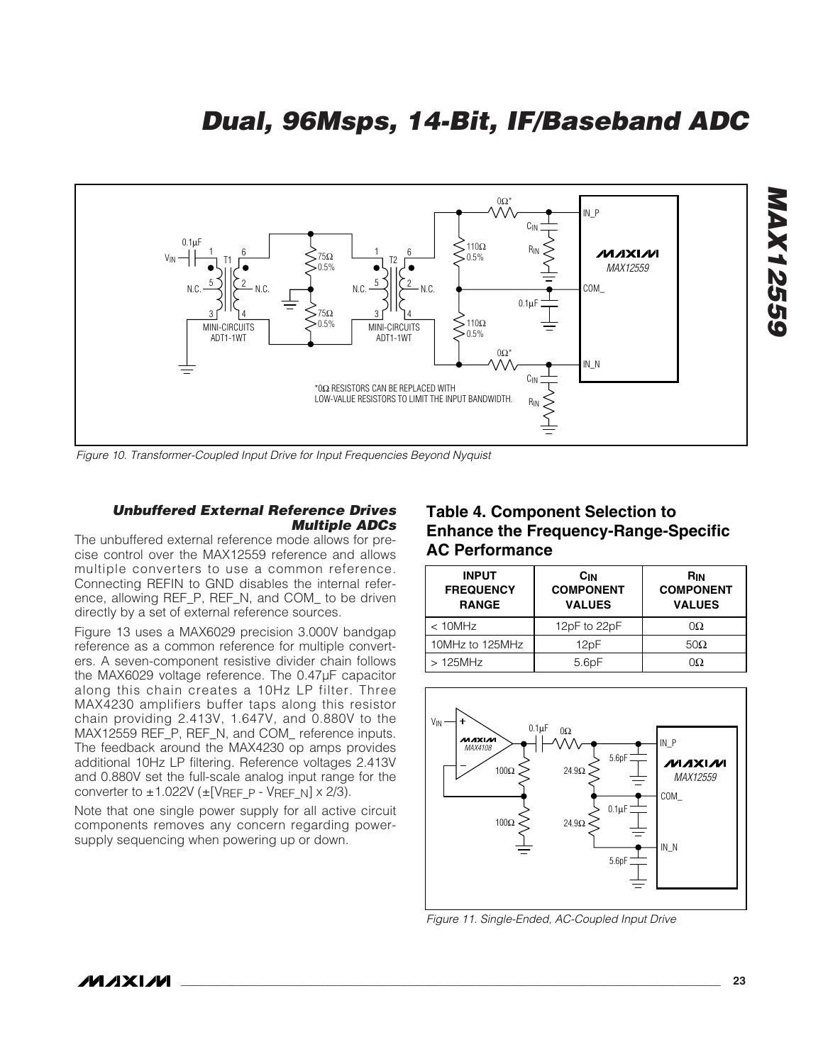Figure 10. Transformer-Coupled Input Drive for Input Frequencies Beyond Nyquist

### *Unbuffered External Reference Drives Multiple ADCs*

The unbuffered external reference mode allows for precise control over the MAX12559 reference and allows multiple converters to use a common reference. Connecting REFIN to GND disables the internal reference, allowing REF_P, REF_N, and COM_ to be driven directly by a set of external reference sources.

Figure 13 uses a MAX6029 precision 3.000V bandgap reference as a common reference for multiple converters. A seven-component resistive divider chain follows the MAX6029 voltage reference. The 0.47µF capacitor along this chain creates a 10Hz LP filter. Three MAX4230 amplifiers buffer taps along this resistor chain providing 2.413V, 1.647V, and 0.880V to the MAX12559 REF_P, REF_N, and COM_ reference inputs. The feedback around the MAX4230 op amps provides additional 10Hz LP filtering. Reference voltages 2.413V and 0.880V set the full-scale analog input range for the converter to ±1.022V ($\pm[V_{REF\_P} - V_{REF\_N}] \times 2/3$).

Note that one single power supply for all active circuit components removes any concern regarding power-supply sequencing when powering up or down.

## Table 4. Component Selection to Enhance the Frequency-Range-Specific AC Performance

| INPUT FREQUENCY RANGE | $C_{IN}$ COMPONENT VALUES | $R_{IN}$ COMPONENT VALUES |
|---|---|---|
| < 10MHz | 12pF to 22pF | 0Ω |
| 10MHz to 125MHz | 12pF | 50Ω |
| > 125MHz | 5.6pF | 0Ω |

Figure 11. Single-Ended, AC-Coupled Input Drive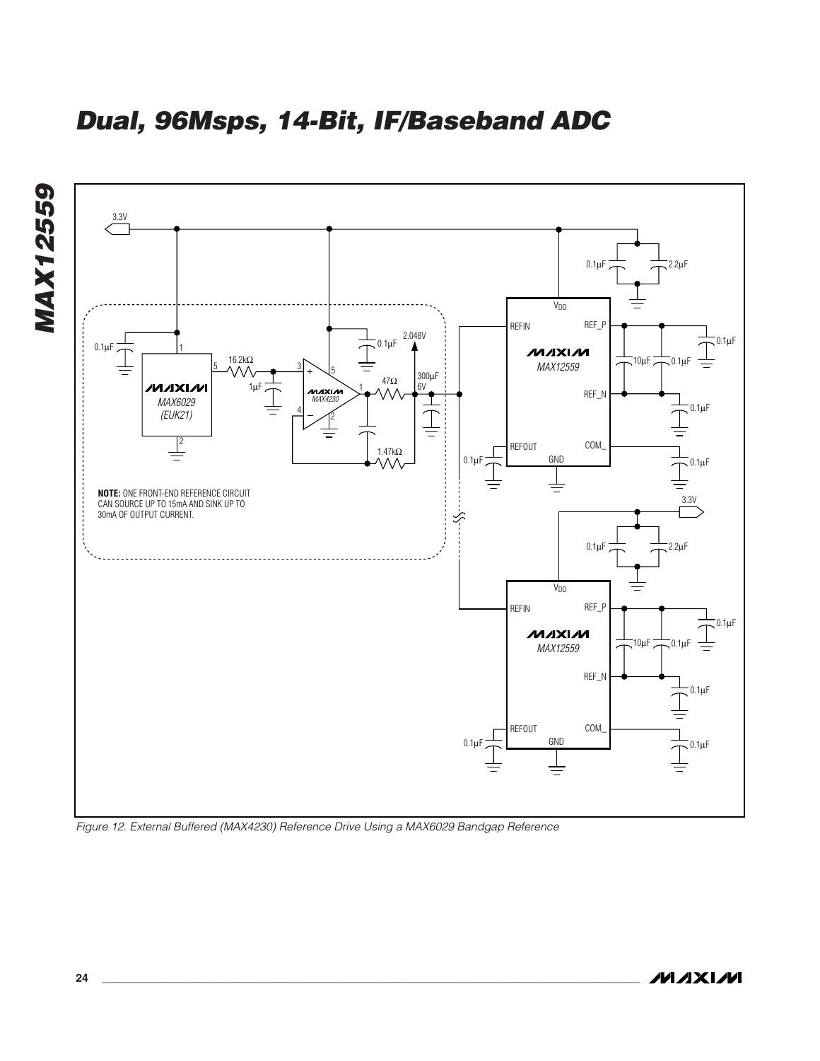# Dual, 96Msps, 14-Bit, IF/Baseband ADC

NOTE: ONE FRONT-END REFERENCE CIRCUIT CAN SOURCE UP TO 15mA AND SINK UP TO 30mA OF OUTPUT CURRENT.

*Figure 12. External Buffered (MAX4230) Reference Drive Using a MAX6029 Bandgap Reference*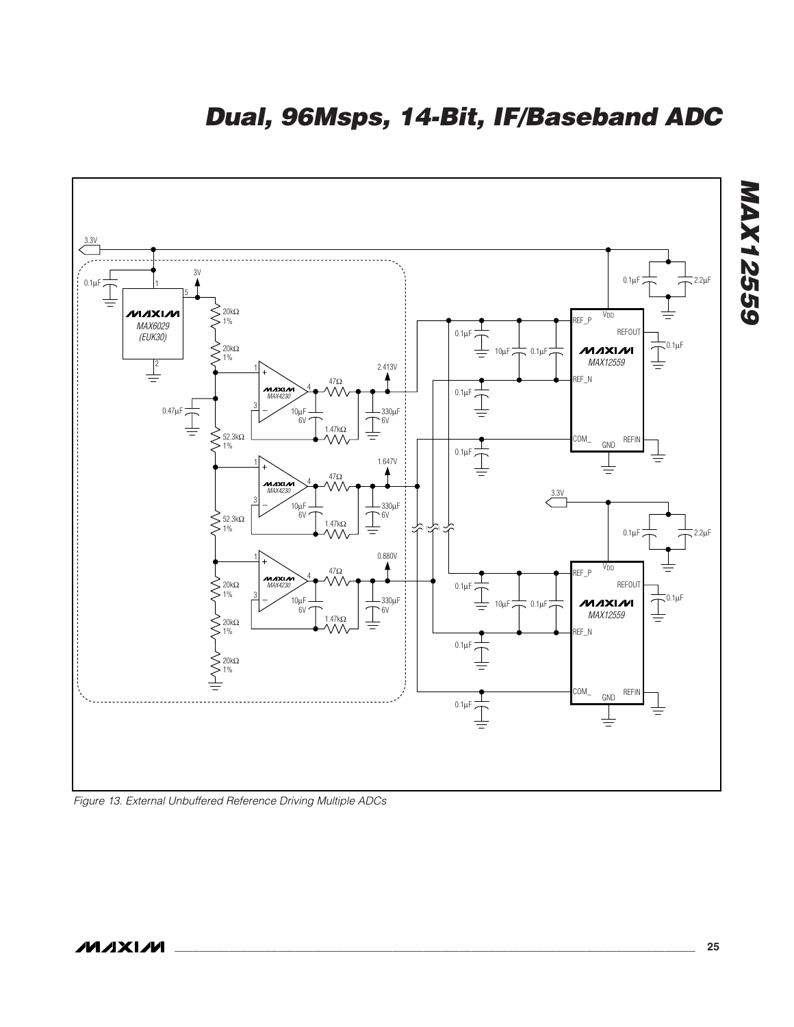Figure 13. External Unbuffered Reference Driving Multiple ADCs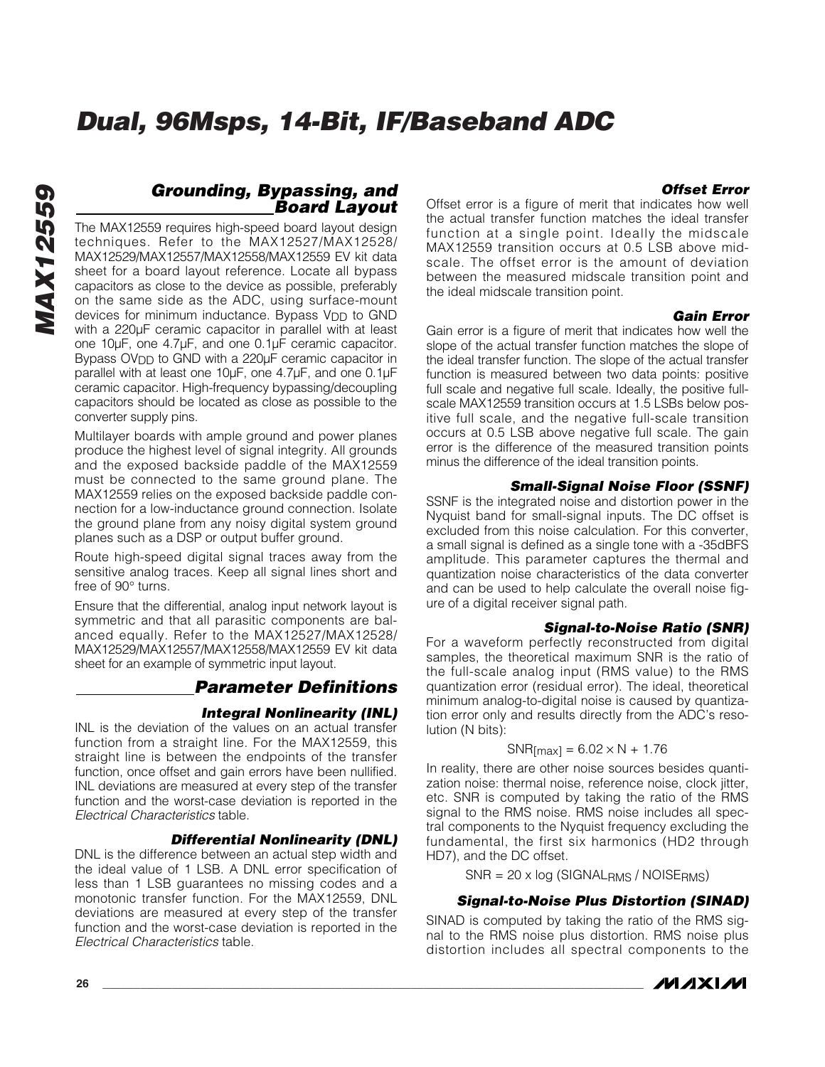## Grounding, Bypassing, and Board Layout

The MAX12559 requires high-speed board layout design techniques. Refer to the MAX12527/MAX12528/MAX12529/MAX12557/MAX12558/MAX12559 EV kit data sheet for a board layout reference. Locate all bypass capacitors as close to the device as possible, preferably on the same side as the ADC, using surface-mount devices for minimum inductance. Bypass $V_{DD}$ to GND with a 220µF ceramic capacitor in parallel with at least one 10µF, one 4.7µF, and one 0.1µF ceramic capacitor. Bypass $OV_{DD}$ to GND with a 220µF ceramic capacitor in parallel with at least one 10µF, one 4.7µF, and one 0.1µF ceramic capacitor. High-frequency bypassing/decoupling capacitors should be located as close as possible to the converter supply pins.

Multilayer boards with ample ground and power planes produce the highest level of signal integrity. All grounds and the exposed backside paddle of the MAX12559 must be connected to the same ground plane. The MAX12559 relies on the exposed backside paddle connection for a low-inductance ground connection. Isolate the ground plane from any noisy digital system ground planes such as a DSP or output buffer ground.

Route high-speed digital signal traces away from the sensitive analog traces. Keep all signal lines short and free of 90° turns.

Ensure that the differential, analog input network layout is symmetric and that all parasitic components are balanced equally. Refer to the MAX12527/MAX12528/MAX12529/MAX12557/MAX12558/MAX12559 EV kit data sheet for an example of symmetric input layout.

## Parameter Definitions

### Integral Nonlinearity (INL)

INL is the deviation of the values on an actual transfer function from a straight line. For the MAX12559, this straight line is between the endpoints of the transfer function, once offset and gain errors have been nullified. INL deviations are measured at every step of the transfer function and the worst-case deviation is reported in the *Electrical Characteristics* table.

### Differential Nonlinearity (DNL)

DNL is the difference between an actual step width and the ideal value of 1 LSB. A DNL error specification of less than 1 LSB guarantees no missing codes and a monotonic transfer function. For the MAX12559, DNL deviations are measured at every step of the transfer function and the worst-case deviation is reported in the *Electrical Characteristics* table.

### Offset Error

Offset error is a figure of merit that indicates how well the actual transfer function matches the ideal transfer function at a single point. Ideally the midscale MAX12559 transition occurs at 0.5 LSB above midscale. The offset error is the amount of deviation between the measured midscale transition point and the ideal midscale transition point.

### Gain Error

Gain error is a figure of merit that indicates how well the slope of the actual transfer function matches the slope of the ideal transfer function. The slope of the actual transfer function is measured between two data points: positive full scale and negative full scale. Ideally, the positive full-scale MAX12559 transition occurs at 1.5 LSBs below positive full scale, and the negative full-scale transition occurs at 0.5 LSB above negative full scale. The gain error is the difference of the measured transition points minus the difference of the ideal transition points.

### Small-Signal Noise Floor (SSNF)

SSNF is the integrated noise and distortion power in the Nyquist band for small-signal inputs. The DC offset is excluded from this noise calculation. For this converter, a small signal is defined as a single tone with a -35dBFS amplitude. This parameter captures the thermal and quantization noise characteristics of the data converter and can be used to help calculate the overall noise figure of a digital receiver signal path.

### Signal-to-Noise Ratio (SNR)

For a waveform perfectly reconstructed from digital samples, the theoretical maximum SNR is the ratio of the full-scale analog input (RMS value) to the RMS quantization error (residual error). The ideal, theoretical minimum analog-to-digital noise is caused by quantization error only and results directly from the ADC's resolution (N bits):

$$SNR_{[max]} = 6.02 \times N + 1.76$$

In reality, there are other noise sources besides quantization noise: thermal noise, reference noise, clock jitter, etc. SNR is computed by taking the ratio of the RMS signal to the RMS noise. RMS noise includes all spectral components to the Nyquist frequency excluding the fundamental, the first six harmonics (HD2 through HD7), and the DC offset.

$$SNR = 20 \times \log (SIGNAL_{RMS} / NOISE_{RMS})$$

### Signal-to-Noise Plus Distortion (SINAD)

SINAD is computed by taking the ratio of the RMS signal to the RMS noise plus distortion. RMS noise plus distortion includes all spectral components to the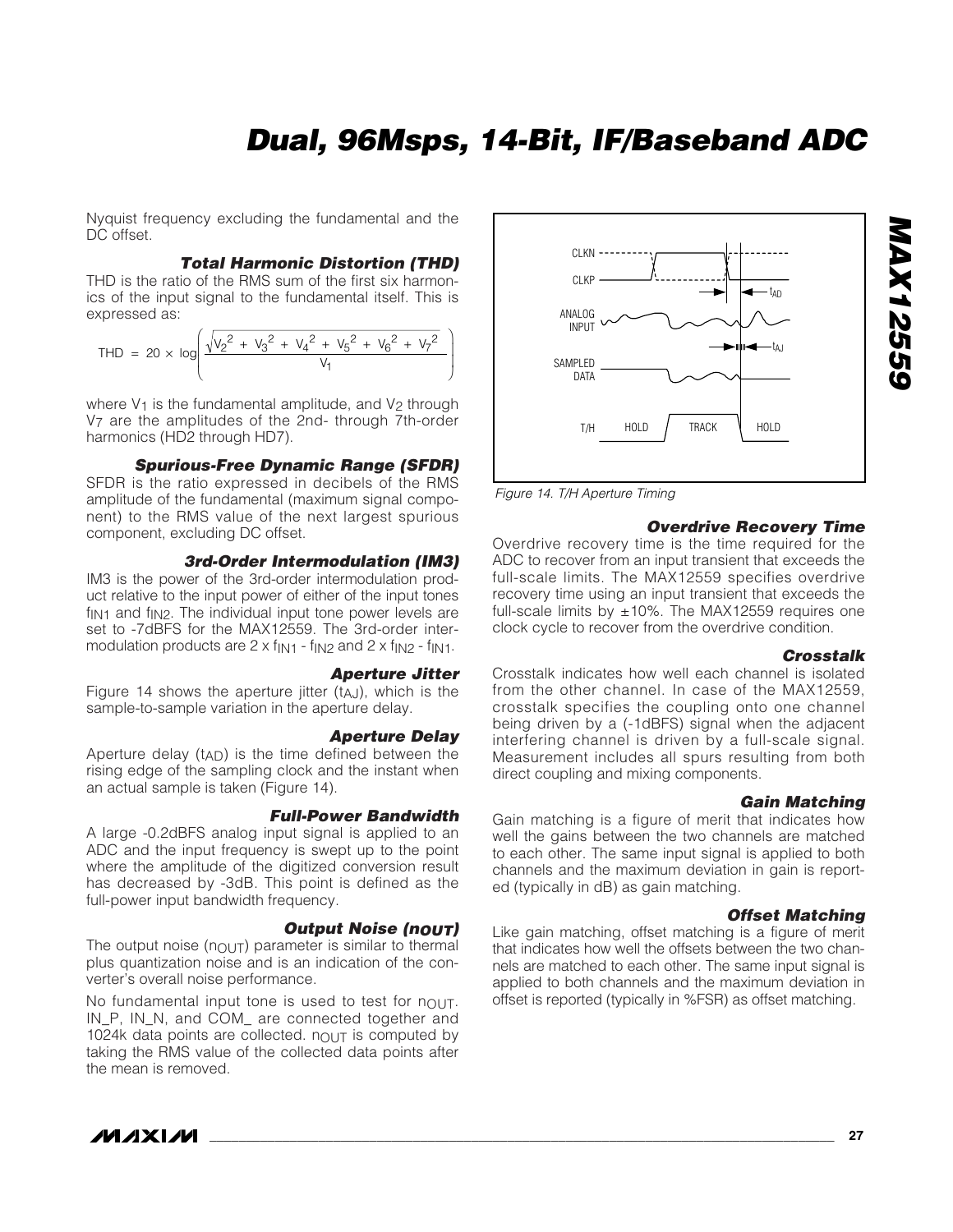Nyquist frequency excluding the fundamental and the DC offset.

### Total Harmonic Distortion (THD)

THD is the ratio of the RMS sum of the first six harmonics of the input signal to the fundamental itself. This is expressed as:

$$THD = 20 \times \log\left(\frac{\sqrt{V_2^2 + V_3^2 + V_4^2 + V_5^2 + V_6^2 + V_7^2}}{V_1}\right)$$

where $V_1$ is the fundamental amplitude, and $V_2$ through $V_7$ are the amplitudes of the 2nd- through 7th-order harmonics (HD2 through HD7).

### Spurious-Free Dynamic Range (SFDR)

SFDR is the ratio expressed in decibels of the RMS amplitude of the fundamental (maximum signal component) to the RMS value of the next largest spurious component, excluding DC offset.

### 3rd-Order Intermodulation (IM3)

IM3 is the power of the 3rd-order intermodulation product relative to the input power of either of the input tones $f_{IN1}$ and $f_{IN2}$. The individual input tone power levels are set to -7dBFS for the MAX12559. The 3rd-order intermodulation products are $2 \times f_{IN1} - f_{IN2}$ and $2 \times f_{IN2} - f_{IN1}$.

### Aperture Jitter

Figure 14 shows the aperture jitter ($t_{AJ}$), which is the sample-to-sample variation in the aperture delay.

### Aperture Delay

Aperture delay ($t_{AD}$) is the time defined between the rising edge of the sampling clock and the instant when an actual sample is taken (Figure 14).

### Full-Power Bandwidth

A large -0.2dBFS analog input signal is applied to an ADC and the input frequency is swept up to the point where the amplitude of the digitized conversion result has decreased by -3dB. This point is defined as the full-power input bandwidth frequency.

### Output Noise ($n_{OUT}$)

The output noise ($n_{OUT}$) parameter is similar to thermal plus quantization noise and is an indication of the converter's overall noise performance.

No fundamental input tone is used to test for $n_{OUT}$. IN_P, IN_N, and COM_ are connected together and 1024k data points are collected. $n_{OUT}$ is computed by taking the RMS value of the collected data points after the mean is removed.

Figure 14. T/H Aperture Timing

### Overdrive Recovery Time

Overdrive recovery time is the time required for the ADC to recover from an input transient that exceeds the full-scale limits. The MAX12559 specifies overdrive recovery time using an input transient that exceeds the full-scale limits by ±10%. The MAX12559 requires one clock cycle to recover from the overdrive condition.

### Crosstalk

Crosstalk indicates how well each channel is isolated from the other channel. In case of the MAX12559, crosstalk specifies the coupling onto one channel being driven by a (-1dBFS) signal when the adjacent interfering channel is driven by a full-scale signal. Measurement includes all spurs resulting from both direct coupling and mixing components.

### Gain Matching

Gain matching is a figure of merit that indicates how well the gains between the two channels are matched to each other. The same input signal is applied to both channels and the maximum deviation in gain is reported (typically in dB) as gain matching.

### Offset Matching

Like gain matching, offset matching is a figure of merit that indicates how well the offsets between the two channels are matched to each other. The same input signal is applied to both channels and the maximum deviation in offset is reported (typically in %FSR) as offset matching.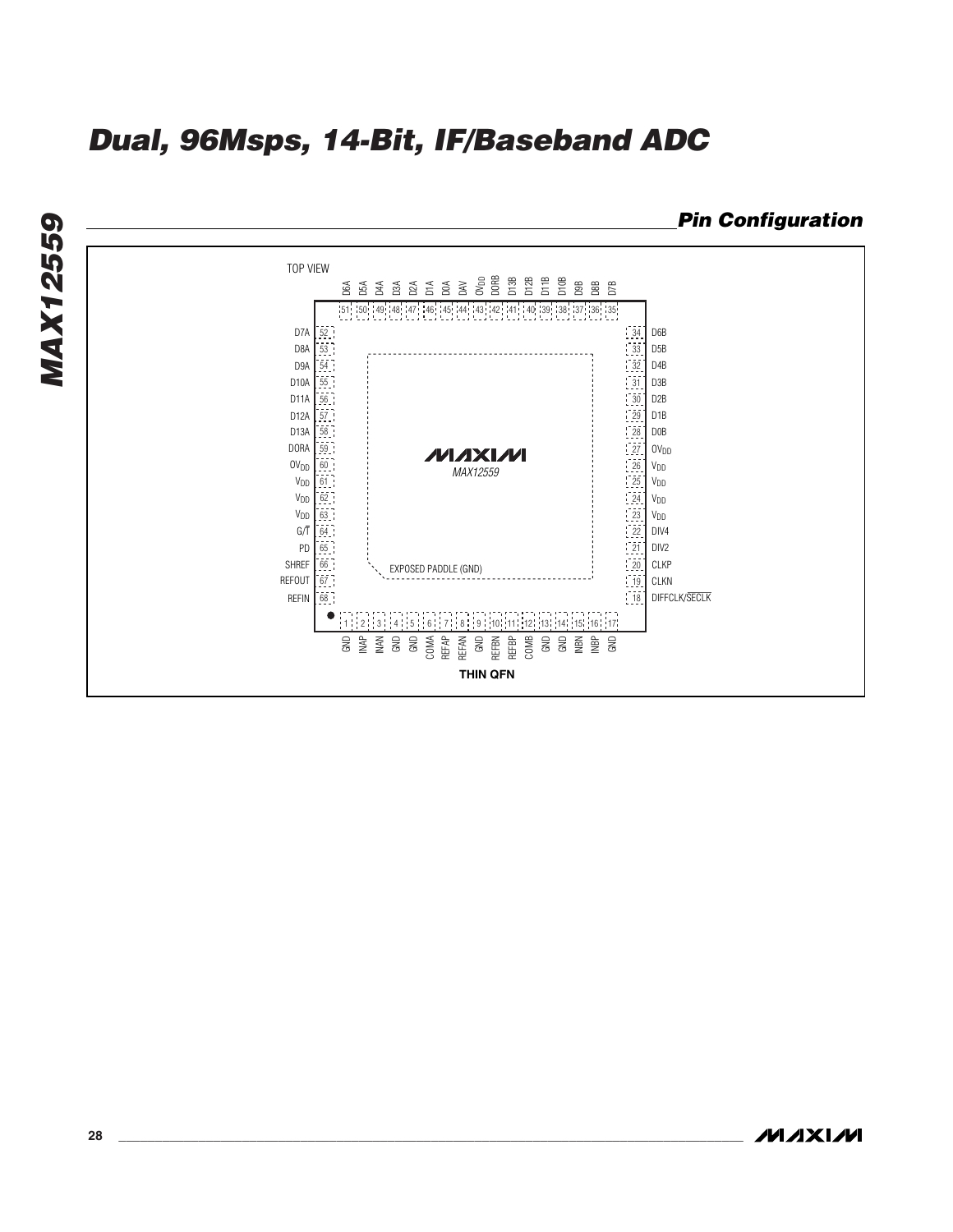## Pin Configuration

TOP VIEW

| Pin | Name | Pin | Name |
|---|---|---|---|
| 1 | GND | 35 | D7B |
| 2 | INAP | 36 | D8B |
| 3 | INAN | 37 | D9B |
| 4 | GND | 38 | D10B |
| 5 | GND | 39 | D11B |
| 6 | COMA | 40 | D12B |
| 7 | REFAP | 41 | D13B |
| 8 | REFAN | 42 | DORB |
| 9 | GND | 43 | $OV_{DD}$ |
| 10 | REFBN | 44 | DAV |
| 11 | REFBP | 45 | D0A |
| 12 | COMB | 46 | D1A |
| 13 | GND | 47 | D2A |
| 14 | GND | 48 | D3A |
| 15 | INBN | 49 | D4A |
| 16 | INBP | 50 | D5A |
| 17 | GND | 51 | D6A |
| 18 | DIFFCLK/$\overline{\text{SECLK}}$ | 52 | D7A |
| 19 | CLKN | 53 | D8A |
| 20 | CLKP | 54 | D9A |
| 21 | DIV2 | 55 | D10A |
| 22 | DIV4 | 56 | D11A |
| 23 | $V_{DD}$ | 57 | D12A |
| 24 | $V_{DD}$ | 58 | D13A |
| 25 | $V_{DD}$ | 59 | DORA |
| 26 | $V_{DD}$ | 60 | $OV_{DD}$ |
| 27 | $OV_{DD}$ | 61 | $V_{DD}$ |
| 28 | D0B | 62 | $V_{DD}$ |
| 29 | D1B | 63 | $V_{DD}$ |
| 30 | D2B | 64 | G/$\overline{\text{T}}$ |
| 31 | D3B | 65 | PD |
| 32 | D4B | 66 | SHREF |
| 33 | D5B | 67 | REFOUT |
| 34 | D6B | 68 | REFIN |

MAXIM MAX12559

EXPOSED PADDLE (GND)

THIN QFN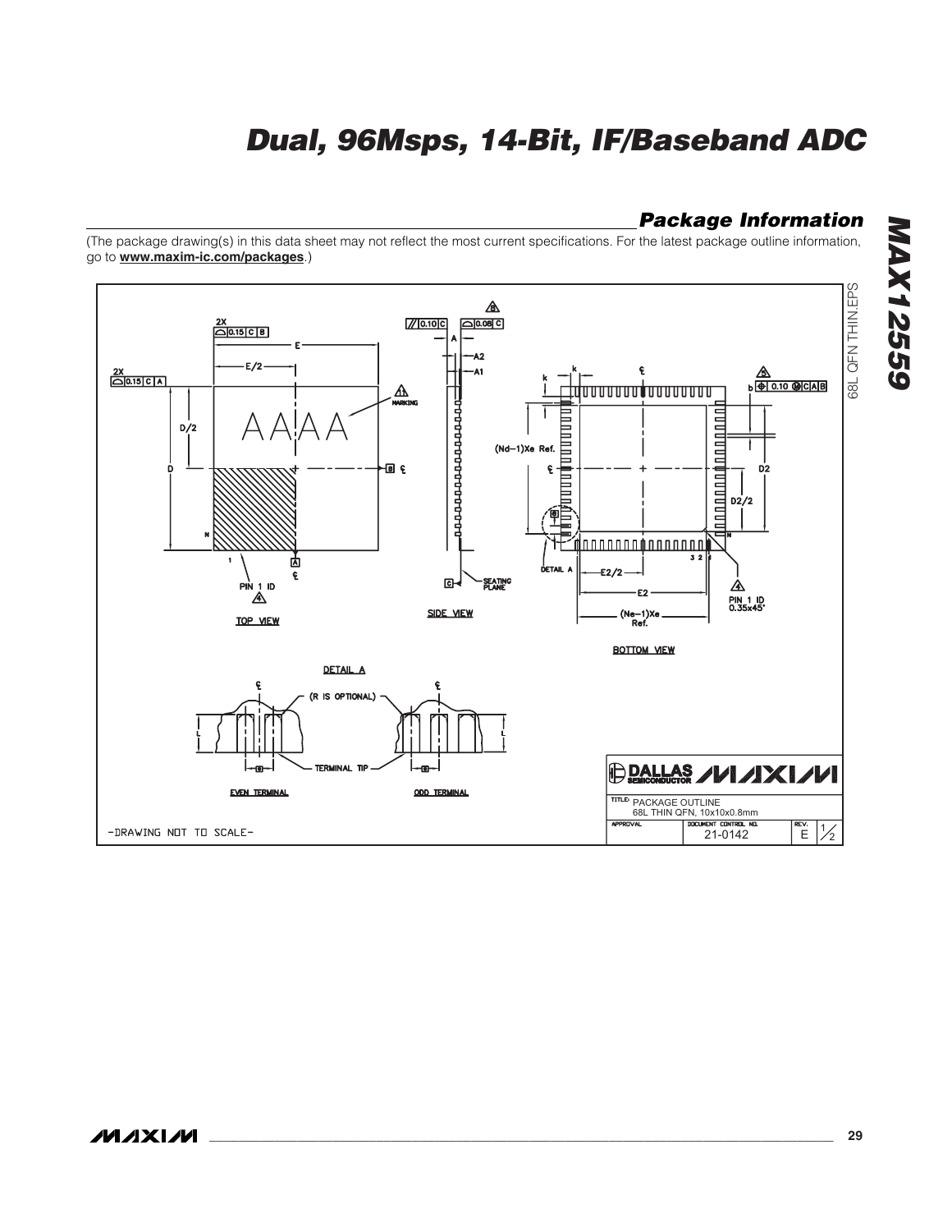## Package Information

(The package drawing(s) in this data sheet may not reflect the most current specifications. For the latest package outline information, go to **www.maxim-ic.com/packages**.)

68L QFN THIN.EPS

TOP VIEW

SIDE VIEW

BOTTOM VIEW

DETAIL A

EVEN TERMINAL

ODD TERMINAL

PIN 1 ID

PIN 1 ID 0.35x45°

SEATING PLANE

MARKING

(R IS OPTIONAL)

TERMINAL TIP

(Nd–1)Xe Ref.

(Ne–1)Xe Ref.

TITLE: PACKAGE OUTLINE 68L THIN QFN, 10x10x0.8mm

APPROVAL | DOCUMENT CONTROL NO. 21-0142 | REV. E | 1/2

-DRAWING NOT TO SCALE-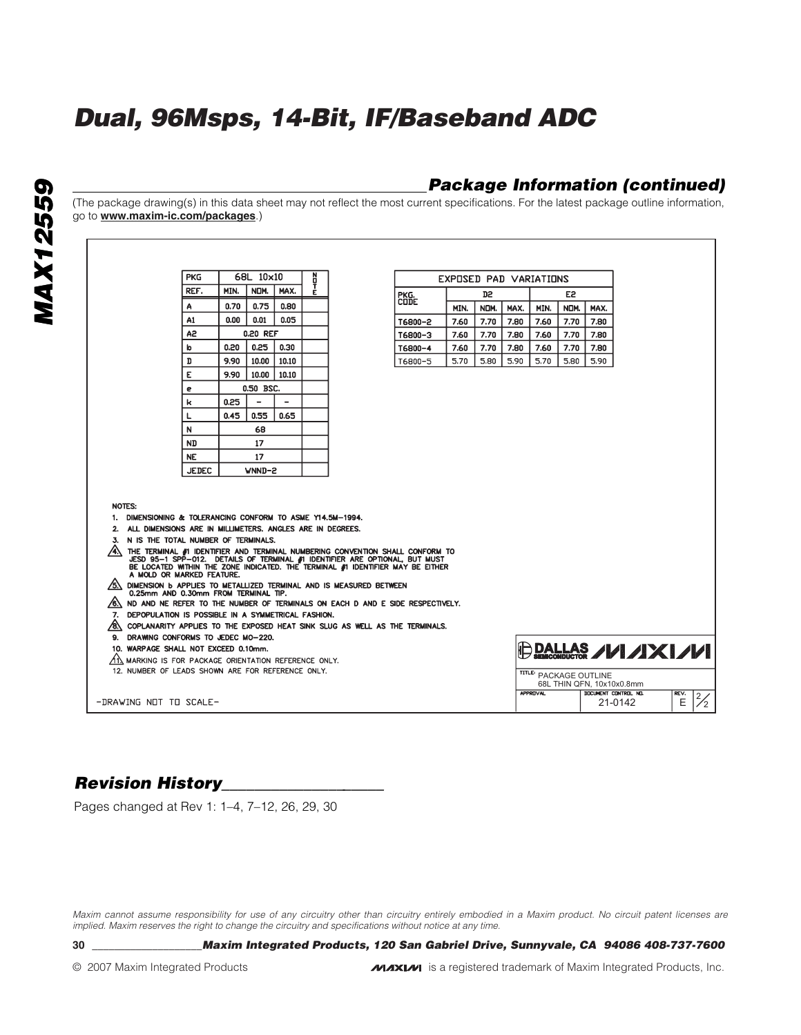## Package Information (continued)

(The package drawing(s) in this data sheet may not reflect the most current specifications. For the latest package outline information, go to **www.maxim-ic.com/packages**.)

| PKG | 68L 10x10 | | | NOTE |
|---|---|---|---|---|
| REF. | MIN. | NOM. | MAX. | |
| A | 0.70 | 0.75 | 0.80 | |
| A1 | 0.00 | 0.01 | 0.05 | |
| A2 | 0.20 REF | | | |
| b | 0.20 | 0.25 | 0.30 | |
| D | 9.90 | 10.00 | 10.10 | |
| E | 9.90 | 10.00 | 10.10 | |
| e | 0.50 BSC. | | | |
| k | 0.25 | - | - | |
| L | 0.45 | 0.55 | 0.65 | |
| N | 68 | | | |
| ND | 17 | | | |
| NE | 17 | | | |
| JEDEC | WNND-2 | | | |

| EXPOSED PAD VARIATIONS | | | | | | |
|---|---|---|---|---|---|---|
| PKG. CODE | D2 | | | E2 | | |
| | MIN. | NOM. | MAX. | MIN. | NOM. | MAX. |
| T6800-2 | 7.60 | 7.70 | 7.80 | 7.60 | 7.70 | 7.80 |
| T6800-3 | 7.60 | 7.70 | 7.80 | 7.60 | 7.70 | 7.80 |
| T6800-4 | 7.60 | 7.70 | 7.80 | 7.60 | 7.70 | 7.80 |
| T6800-5 | 5.70 | 5.80 | 5.90 | 5.70 | 5.80 | 5.90 |

NOTES:

1. DIMENSIONING & TOLERANCING CONFORM TO ASME Y14.5M-1994.
2. ALL DIMENSIONS ARE IN MILLIMETERS. ANGLES ARE IN DEGREES.
3. N IS THE TOTAL NUMBER OF TERMINALS.
4. THE TERMINAL #1 IDENTIFIER AND TERMINAL NUMBERING CONVENTION SHALL CONFORM TO JESD 95-1 SPP-012. DETAILS OF TERMINAL #1 IDENTIFIER ARE OPTIONAL, BUT MUST BE LOCATED WITHIN THE ZONE INDICATED. THE TERMINAL #1 IDENTIFIER MAY BE EITHER A MOLD OR MARKED FEATURE.
5. DIMENSION b APPLIES TO METALLIZED TERMINAL AND IS MEASURED BETWEEN 0.25mm AND 0.30mm FROM TERMINAL TIP.
6. ND AND NE REFER TO THE NUMBER OF TERMINALS ON EACH D AND E SIDE RESPECTIVELY.
7. DEPOPULATION IS POSSIBLE IN A SYMMETRICAL FASHION.
8. COPLANARITY APPLIES TO THE EXPOSED HEAT SINK SLUG AS WELL AS THE TERMINALS.
9. DRAWING CONFORMS TO JEDEC MO-220.
10. WARPAGE SHALL NOT EXCEED 0.10mm.
11. MARKING IS FOR PACKAGE ORIENTATION REFERENCE ONLY.
12. NUMBER OF LEADS SHOWN ARE FOR REFERENCE ONLY.

-DRAWING NOT TO SCALE-

DALLAS SEMICONDUCTOR MAXIM

TITLE: PACKAGE OUTLINE 68L THIN QFN, 10x10x0.8mm

APPROVAL | DOCUMENT CONTROL NO. 21-0142 | REV. E | 2/2

## Revision History

Pages changed at Rev 1: 1–4, 7–12, 26, 29, 30

*Maxim cannot assume responsibility for use of any circuitry other than circuitry entirely embodied in a Maxim product. No circuit patent licenses are implied. Maxim reserves the right to change the circuitry and specifications without notice at any time.*

***Maxim Integrated Products, 120 San Gabriel Drive, Sunnyvale, CA 94086 408-737-7600***

© 2007 Maxim Integrated Products

MAXIM is a registered trademark of Maxim Integrated Products, Inc.